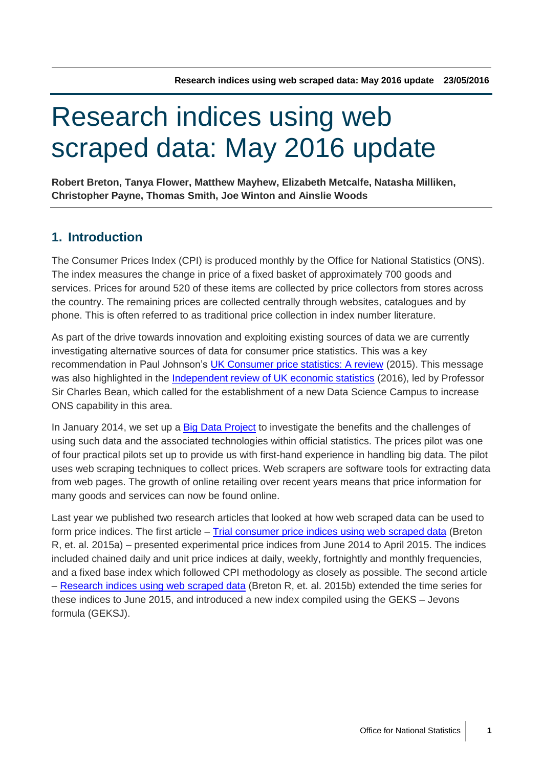# Research indices using web scraped data: May 2016 update

**Robert Breton, Tanya Flower, Matthew Mayhew, Elizabeth Metcalfe, Natasha Milliken, Christopher Payne, Thomas Smith, Joe Winton and Ainslie Woods**

## 1. Introduction

The Consumer Prices Index (CPI) is produced monthly by the Office for National Statistics (ONS). The index measures the change in price of a fixed basket of approximately 700 goods and services. Prices for around 520 of these items are collected by price collectors from stores across the country. The remaining prices are collected centrally through websites, catalogues and by phone. This is often referred to as traditional price collection in index number literature.

As part of the drive towards innovation and exploiting existing sources of data we are currently investigating alternative sources of data for consumer price statistics. This was a key recommendation in Paul Johnson's UK Consumer price statistics: A review (2015). This message was also highlighted in the Independent review of UK economic statistics (2016), led by Professor Sir Charles Bean, which called for the establishment of a new Data Science Campus to increase ONS capability in this area.

In January 2014, we set up a Big Data Project to investigate the benefits and the challenges of using such data and the associated technologies within official statistics. The prices pilot was one of four practical pilots set up to provide us with first-hand experience in handling big data. The pilot uses web scraping techniques to collect prices. Web scrapers are software tools for extracting data from web pages. The growth of online retailing over recent years means that price information for many goods and services can now be found online.

Last year we published two research articles that looked at how web scraped data can be used to form price indices. The first article – Trial consumer price indices using web scraped data (Breton R, et. al. 2015a) – presented experimental price indices from June 2014 to April 2015. The indices included chained daily and unit price indices at daily, weekly, fortnightly and monthly frequencies, and a fixed base index which followed CPI methodology as closely as possible. The second article – Research indices using web scraped data (Breton R, et. al. 2015b) extended the time series for these indices to June 2015, and introduced a new index compiled using the GEKS – Jevons formula (GEKSJ).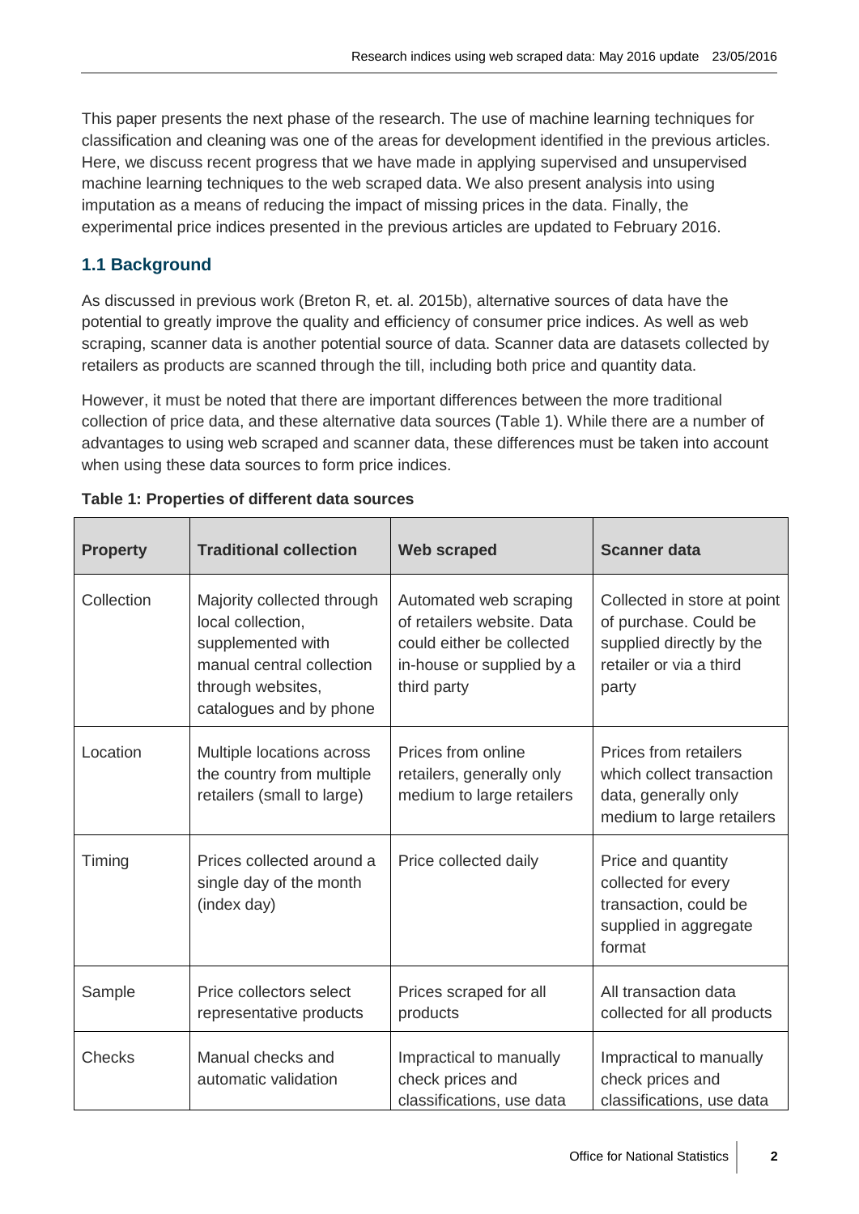This paper presents the next phase of the research. The use of machine learning techniques for classification and cleaning was one of the areas for development identified in the previous articles. Here, we discuss recent progress that we have made in applying supervised and unsupervised machine learning techniques to the web scraped data. We also present analysis into using imputation as a means of reducing the impact of missing prices in the data. Finally, the experimental price indices presented in the previous articles are updated to February 2016.

## 1.1 Background

As discussed in previous work (Breton R, et. al. 2015b), alternative sources of data have the potential to greatly improve the quality and efficiency of consumer price indices. As well as web scraping, scanner data is another potential source of data. Scanner data are datasets collected by retailers as products are scanned through the till, including both price and quantity data.

However, it must be noted that there are important differences between the more traditional collection of price data, and these alternative data sources (Table 1). While there are a number of advantages to using web scraped and scanner data, these differences must be taken into account when using these data sources to form price indices.

**Table 1: Properties of different data sources**

| Property | Traditional collection | Web scraped | Scanner data |
|---|---|---|---|
| Collection | Majority collected through local collection, supplemented with manual central collection through websites, catalogues and by phone | Automated web scraping of retailers website. Data could either be collected in-house or supplied by a third party | Collected in store at point of purchase. Could be supplied directly by the retailer or via a third party |
| Location | Multiple locations across the country from multiple retailers (small to large) | Prices from online retailers, generally only medium to large retailers | Prices from retailers which collect transaction data, generally only medium to large retailers |
| Timing | Prices collected around a single day of the month (index day) | Price collected daily | Price and quantity collected for every transaction, could be supplied in aggregate format |
| Sample | Price collectors select representative products | Prices scraped for all products | All transaction data collected for all products |
| Checks | Manual checks and automatic validation | Impractical to manually check prices and classifications, use data | Impractical to manually check prices and classifications, use data |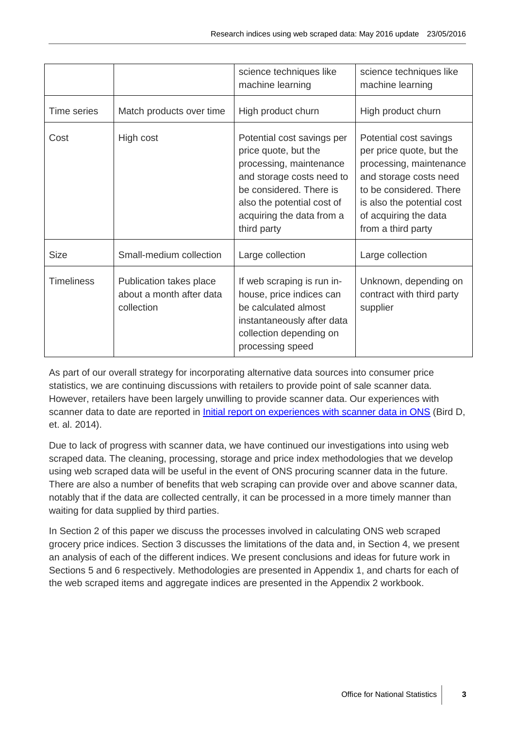| | | science techniques like machine learning | science techniques like machine learning |
|---|---|---|---|
| Time series | Match products over time | High product churn | High product churn |
| Cost | High cost | Potential cost savings per price quote, but the processing, maintenance and storage costs need to be considered. There is also the potential cost of acquiring the data from a third party | Potential cost savings per price quote, but the processing, maintenance and storage costs need to be considered. There is also the potential cost of acquiring the data from a third party |
| Size | Small-medium collection | Large collection | Large collection |
| Timeliness | Publication takes place about a month after data collection | If web scraping is run in-house, price indices can be calculated almost instantaneously after data collection depending on processing speed | Unknown, depending on contract with third party supplier |

As part of our overall strategy for incorporating alternative data sources into consumer price statistics, we are continuing discussions with retailers to provide point of sale scanner data. However, retailers have been largely unwilling to provide scanner data. Our experiences with scanner data to date are reported in Initial report on experiences with scanner data in ONS (Bird D, et. al. 2014).

Due to lack of progress with scanner data, we have continued our investigations into using web scraped data. The cleaning, processing, storage and price index methodologies that we develop using web scraped data will be useful in the event of ONS procuring scanner data in the future. There are also a number of benefits that web scraping can provide over and above scanner data, notably that if the data are collected centrally, it can be processed in a more timely manner than waiting for data supplied by third parties.

In Section 2 of this paper we discuss the processes involved in calculating ONS web scraped grocery price indices. Section 3 discusses the limitations of the data and, in Section 4, we present an analysis of each of the different indices. We present conclusions and ideas for future work in Sections 5 and 6 respectively. Methodologies are presented in Appendix 1, and charts for each of the web scraped items and aggregate indices are presented in the Appendix 2 workbook.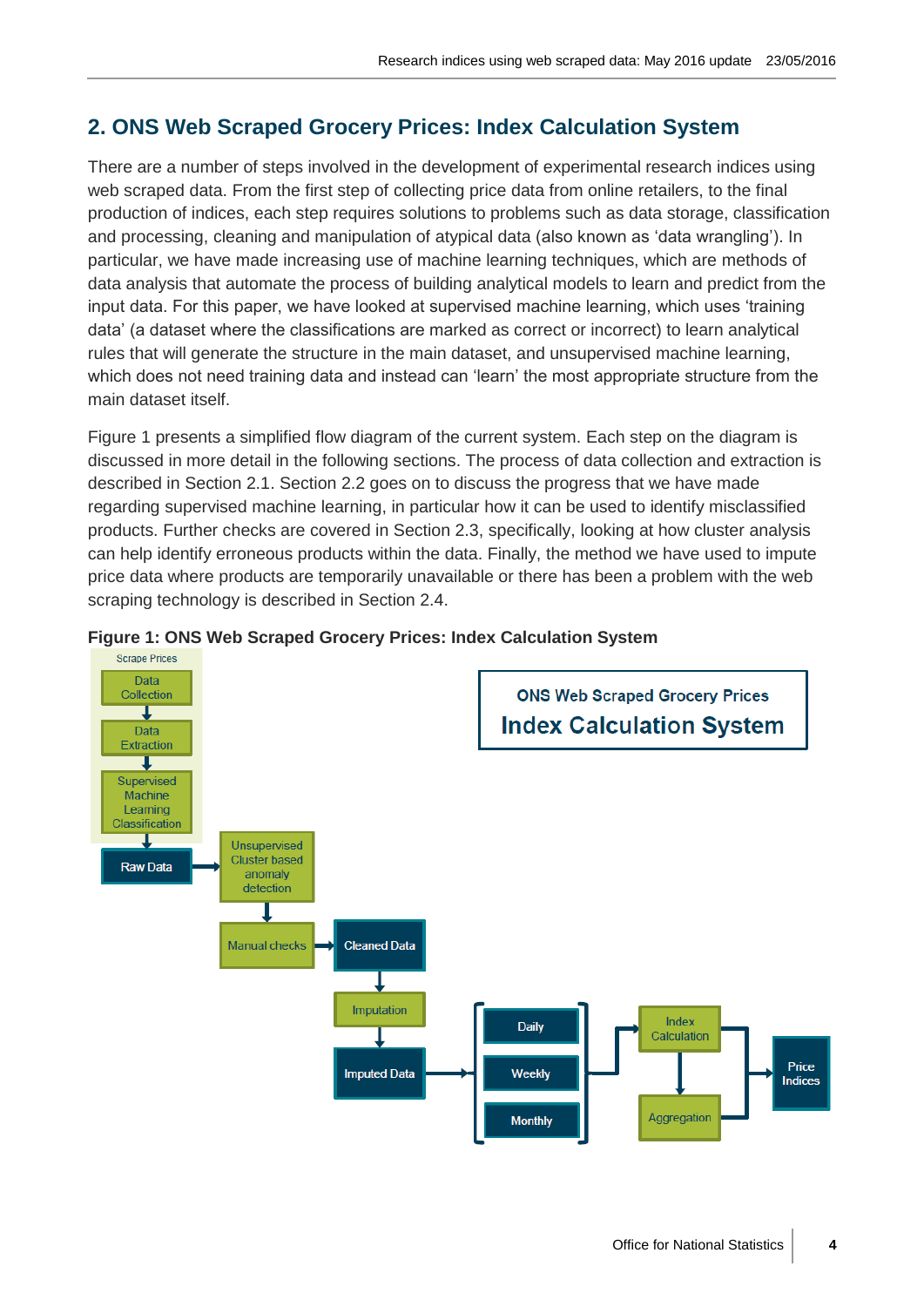## 2. ONS Web Scraped Grocery Prices: Index Calculation System

There are a number of steps involved in the development of experimental research indices using web scraped data. From the first step of collecting price data from online retailers, to the final production of indices, each step requires solutions to problems such as data storage, classification and processing, cleaning and manipulation of atypical data (also known as 'data wrangling'). In particular, we have made increasing use of machine learning techniques, which are methods of data analysis that automate the process of building analytical models to learn and predict from the input data. For this paper, we have looked at supervised machine learning, which uses 'training data' (a dataset where the classifications are marked as correct or incorrect) to learn analytical rules that will generate the structure in the main dataset, and unsupervised machine learning, which does not need training data and instead can 'learn' the most appropriate structure from the main dataset itself.

Figure 1 presents a simplified flow diagram of the current system. Each step on the diagram is discussed in more detail in the following sections. The process of data collection and extraction is described in Section 2.1. Section 2.2 goes on to discuss the progress that we have made regarding supervised machine learning, in particular how it can be used to identify misclassified products. Further checks are covered in Section 2.3, specifically, looking at how cluster analysis can help identify erroneous products within the data. Finally, the method we have used to impute price data where products are temporarily unavailable or there has been a problem with the web scraping technology is described in Section 2.4.

**Figure 1: ONS Web Scraped Grocery Prices: Index Calculation System**

ONS Web Scraped Grocery Prices
Index Calculation System

Scrape Prices: Data Collection → Data Extraction → Supervised Machine Learning Classification → Raw Data → Unsupervised Cluster based anomaly detection → Manual checks → Cleaned Data → Imputation → Imputed Data → [Daily, Weekly, Monthly] → Index Calculation → Aggregation → Price Indices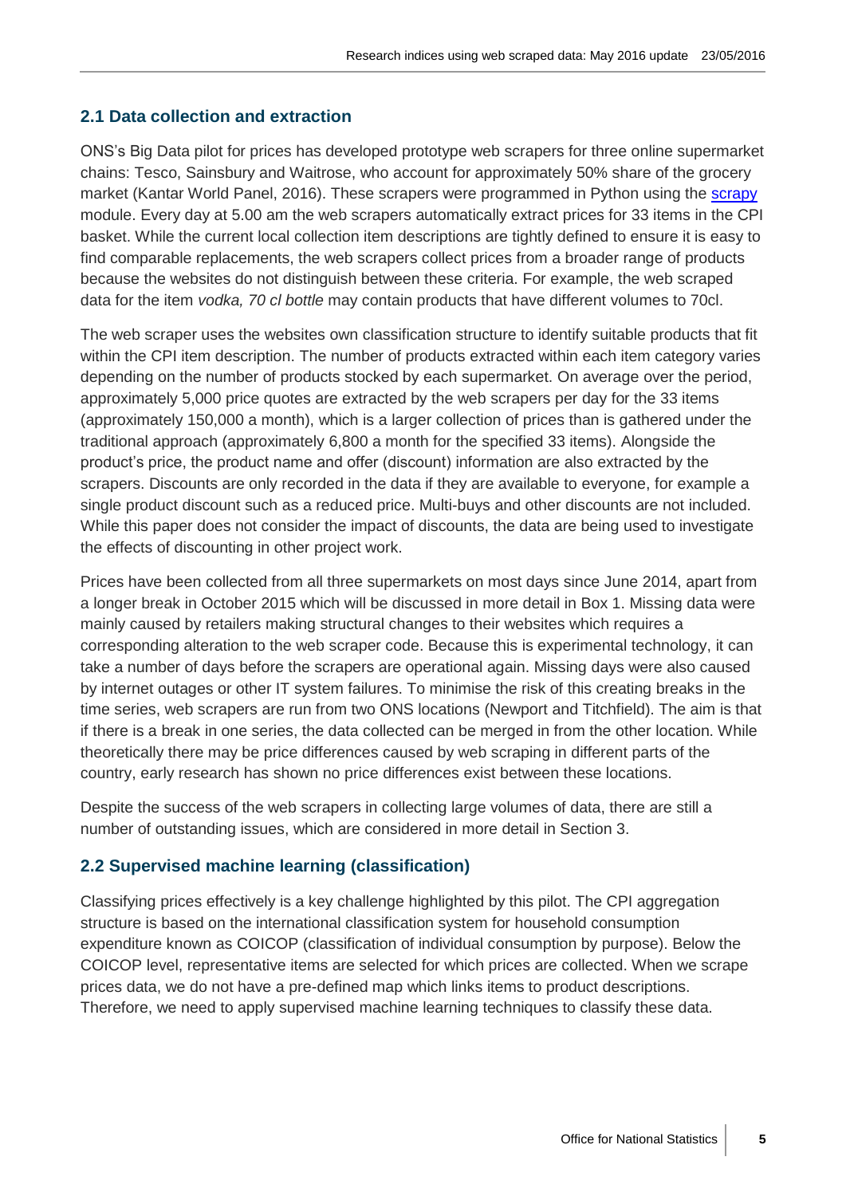## 2.1 Data collection and extraction

ONS's Big Data pilot for prices has developed prototype web scrapers for three online supermarket chains: Tesco, Sainsbury and Waitrose, who account for approximately 50% share of the grocery market (Kantar World Panel, 2016). These scrapers were programmed in Python using the [scrapy](https://scrapy.org) module. Every day at 5.00 am the web scrapers automatically extract prices for 33 items in the CPI basket. While the current local collection item descriptions are tightly defined to ensure it is easy to find comparable replacements, the web scrapers collect prices from a broader range of products because the websites do not distinguish between these criteria. For example, the web scraped data for the item *vodka, 70 cl bottle* may contain products that have different volumes to 70cl.

The web scraper uses the websites own classification structure to identify suitable products that fit within the CPI item description. The number of products extracted within each item category varies depending on the number of products stocked by each supermarket. On average over the period, approximately 5,000 price quotes are extracted by the web scrapers per day for the 33 items (approximately 150,000 a month), which is a larger collection of prices than is gathered under the traditional approach (approximately 6,800 a month for the specified 33 items). Alongside the product's price, the product name and offer (discount) information are also extracted by the scrapers. Discounts are only recorded in the data if they are available to everyone, for example a single product discount such as a reduced price. Multi-buys and other discounts are not included. While this paper does not consider the impact of discounts, the data are being used to investigate the effects of discounting in other project work.

Prices have been collected from all three supermarkets on most days since June 2014, apart from a longer break in October 2015 which will be discussed in more detail in Box 1. Missing data were mainly caused by retailers making structural changes to their websites which requires a corresponding alteration to the web scraper code. Because this is experimental technology, it can take a number of days before the scrapers are operational again. Missing days were also caused by internet outages or other IT system failures. To minimise the risk of this creating breaks in the time series, web scrapers are run from two ONS locations (Newport and Titchfield). The aim is that if there is a break in one series, the data collected can be merged in from the other location. While theoretically there may be price differences caused by web scraping in different parts of the country, early research has shown no price differences exist between these locations.

Despite the success of the web scrapers in collecting large volumes of data, there are still a number of outstanding issues, which are considered in more detail in Section 3.

## 2.2 Supervised machine learning (classification)

Classifying prices effectively is a key challenge highlighted by this pilot. The CPI aggregation structure is based on the international classification system for household consumption expenditure known as COICOP (classification of individual consumption by purpose). Below the COICOP level, representative items are selected for which prices are collected. When we scrape prices data, we do not have a pre-defined map which links items to product descriptions. Therefore, we need to apply supervised machine learning techniques to classify these data.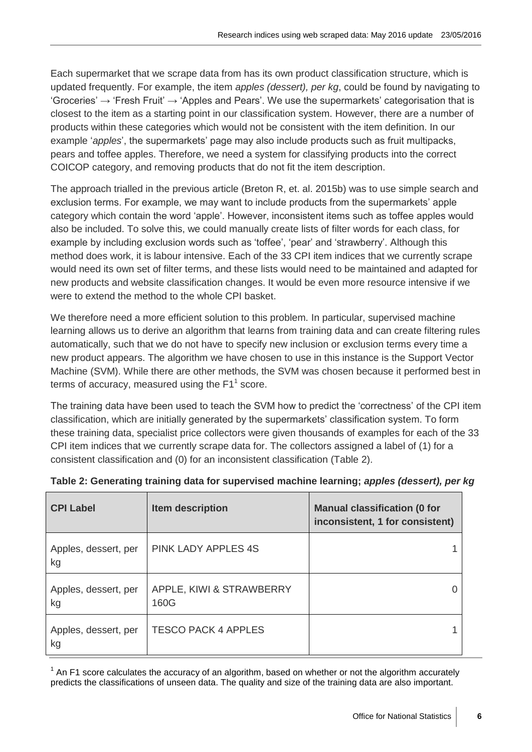Each supermarket that we scrape data from has its own product classification structure, which is updated frequently. For example, the item *apples (dessert), per kg*, could be found by navigating to 'Groceries' → 'Fresh Fruit' → 'Apples and Pears'. We use the supermarkets' categorisation that is closest to the item as a starting point in our classification system. However, there are a number of products within these categories which would not be consistent with the item definition. In our example '*apples*', the supermarkets' page may also include products such as fruit multipacks, pears and toffee apples. Therefore, we need a system for classifying products into the correct COICOP category, and removing products that do not fit the item description.

The approach trialled in the previous article (Breton R, et. al. 2015b) was to use simple search and exclusion terms. For example, we may want to include products from the supermarkets' apple category which contain the word 'apple'. However, inconsistent items such as toffee apples would also be included. To solve this, we could manually create lists of filter words for each class, for example by including exclusion words such as 'toffee', 'pear' and 'strawberry'. Although this method does work, it is labour intensive. Each of the 33 CPI item indices that we currently scrape would need its own set of filter terms, and these lists would need to be maintained and adapted for new products and website classification changes. It would be even more resource intensive if we were to extend the method to the whole CPI basket.

We therefore need a more efficient solution to this problem. In particular, supervised machine learning allows us to derive an algorithm that learns from training data and can create filtering rules automatically, such that we do not have to specify new inclusion or exclusion terms every time a new product appears. The algorithm we have chosen to use in this instance is the Support Vector Machine (SVM). While there are other methods, the SVM was chosen because it performed best in terms of accuracy, measured using the F1[1] score.

The training data have been used to teach the SVM how to predict the 'correctness' of the CPI item classification, which are initially generated by the supermarkets' classification system. To form these training data, specialist price collectors were given thousands of examples for each of the 33 CPI item indices that we currently scrape data for. The collectors assigned a label of (1) for a consistent classification and (0) for an inconsistent classification (Table 2).

**Table 2: Generating training data for supervised machine learning; *apples (dessert), per kg***

| CPI Label | Item description | Manual classification (0 for inconsistent, 1 for consistent) |
|---|---|---|
| Apples, dessert, per kg | PINK LADY APPLES 4S | 1 |
| Apples, dessert, per kg | APPLE, KIWI & STRAWBERRY 160G | 0 |
| Apples, dessert, per kg | TESCO PACK 4 APPLES | 1 |

[1] An F1 score calculates the accuracy of an algorithm, based on whether or not the algorithm accurately predicts the classifications of unseen data. The quality and size of the training data are also important.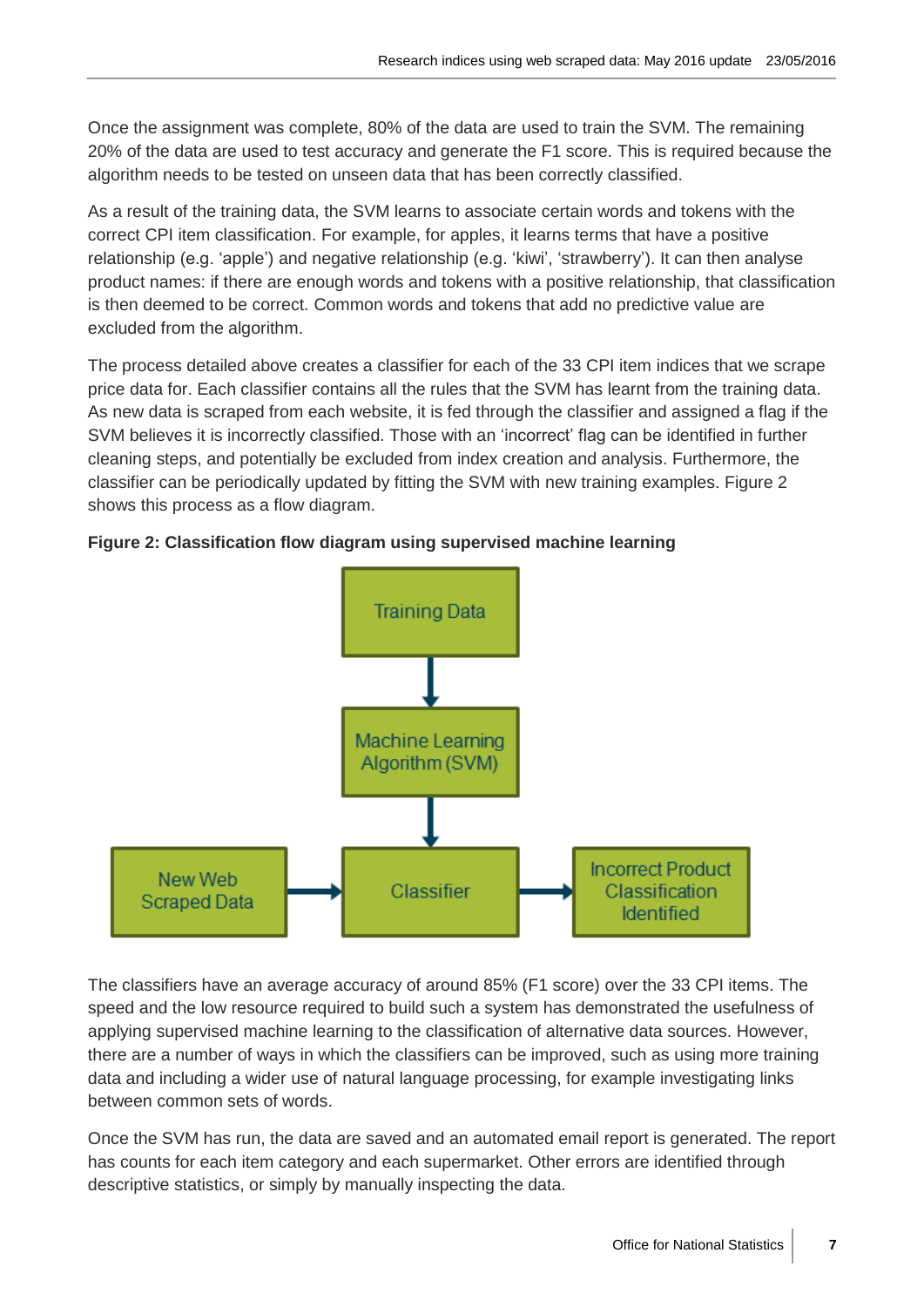Once the assignment was complete, 80% of the data are used to train the SVM. The remaining 20% of the data are used to test accuracy and generate the F1 score. This is required because the algorithm needs to be tested on unseen data that has been correctly classified.

As a result of the training data, the SVM learns to associate certain words and tokens with the correct CPI item classification. For example, for apples, it learns terms that have a positive relationship (e.g. 'apple') and negative relationship (e.g. 'kiwi', 'strawberry'). It can then analyse product names: if there are enough words and tokens with a positive relationship, that classification is then deemed to be correct. Common words and tokens that add no predictive value are excluded from the algorithm.

The process detailed above creates a classifier for each of the 33 CPI item indices that we scrape price data for. Each classifier contains all the rules that the SVM has learnt from the training data. As new data is scraped from each website, it is fed through the classifier and assigned a flag if the SVM believes it is incorrectly classified. Those with an 'incorrect' flag can be identified in further cleaning steps, and potentially be excluded from index creation and analysis. Furthermore, the classifier can be periodically updated by fitting the SVM with new training examples. Figure 2 shows this process as a flow diagram.

**Figure 2: Classification flow diagram using supervised machine learning**

Training Data → Machine Learning Algorithm (SVM) → Classifier

New Web Scraped Data → Classifier → Incorrect Product Classification Identified

The classifiers have an average accuracy of around 85% (F1 score) over the 33 CPI items. The speed and the low resource required to build such a system has demonstrated the usefulness of applying supervised machine learning to the classification of alternative data sources. However, there are a number of ways in which the classifiers can be improved, such as using more training data and including a wider use of natural language processing, for example investigating links between common sets of words.

Once the SVM has run, the data are saved and an automated email report is generated. The report has counts for each item category and each supermarket. Other errors are identified through descriptive statistics, or simply by manually inspecting the data.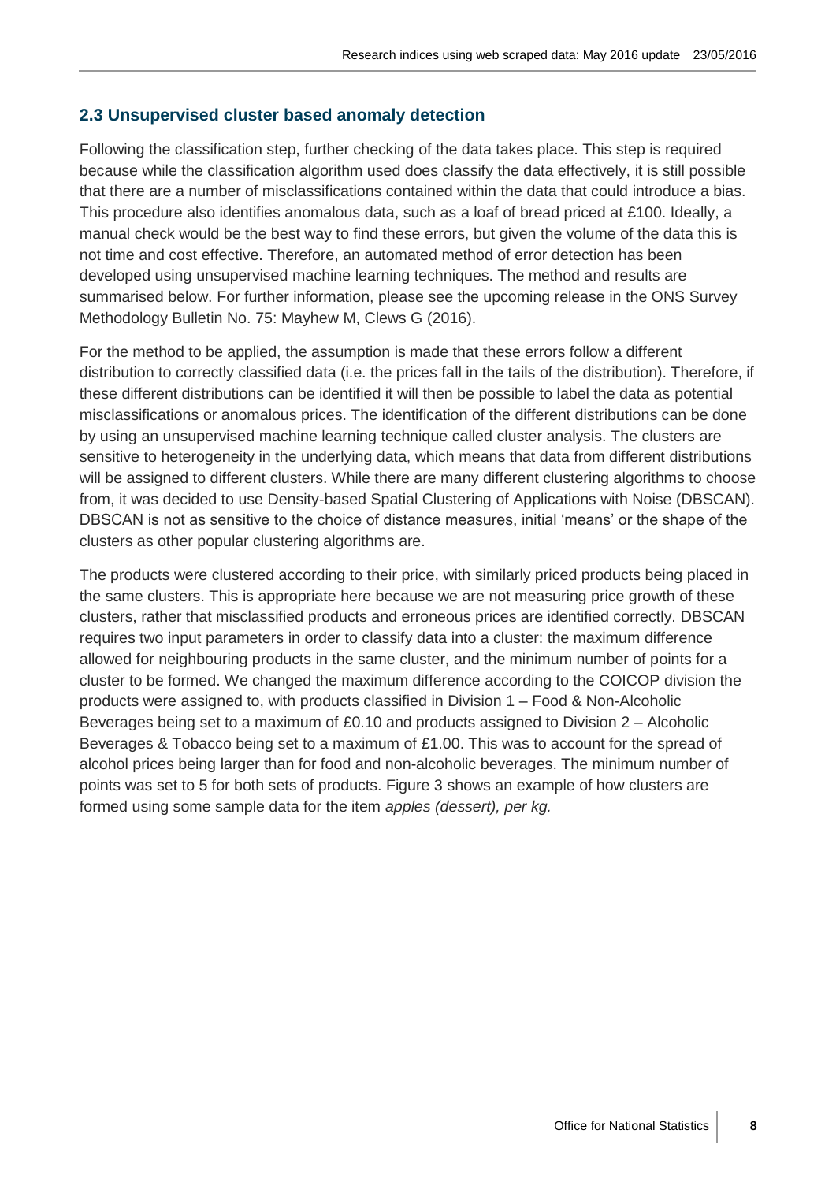## 2.3 Unsupervised cluster based anomaly detection

Following the classification step, further checking of the data takes place. This step is required because while the classification algorithm used does classify the data effectively, it is still possible that there are a number of misclassifications contained within the data that could introduce a bias. This procedure also identifies anomalous data, such as a loaf of bread priced at £100. Ideally, a manual check would be the best way to find these errors, but given the volume of the data this is not time and cost effective. Therefore, an automated method of error detection has been developed using unsupervised machine learning techniques. The method and results are summarised below. For further information, please see the upcoming release in the ONS Survey Methodology Bulletin No. 75: Mayhew M, Clews G (2016).

For the method to be applied, the assumption is made that these errors follow a different distribution to correctly classified data (i.e. the prices fall in the tails of the distribution). Therefore, if these different distributions can be identified it will then be possible to label the data as potential misclassifications or anomalous prices. The identification of the different distributions can be done by using an unsupervised machine learning technique called cluster analysis. The clusters are sensitive to heterogeneity in the underlying data, which means that data from different distributions will be assigned to different clusters. While there are many different clustering algorithms to choose from, it was decided to use Density-based Spatial Clustering of Applications with Noise (DBSCAN). DBSCAN is not as sensitive to the choice of distance measures, initial 'means' or the shape of the clusters as other popular clustering algorithms are.

The products were clustered according to their price, with similarly priced products being placed in the same clusters. This is appropriate here because we are not measuring price growth of these clusters, rather that misclassified products and erroneous prices are identified correctly. DBSCAN requires two input parameters in order to classify data into a cluster: the maximum difference allowed for neighbouring products in the same cluster, and the minimum number of points for a cluster to be formed. We changed the maximum difference according to the COICOP division the products were assigned to, with products classified in Division 1 – Food & Non-Alcoholic Beverages being set to a maximum of £0.10 and products assigned to Division 2 – Alcoholic Beverages & Tobacco being set to a maximum of £1.00. This was to account for the spread of alcohol prices being larger than for food and non-alcoholic beverages. The minimum number of points was set to 5 for both sets of products. Figure 3 shows an example of how clusters are formed using some sample data for the item *apples (dessert), per kg.*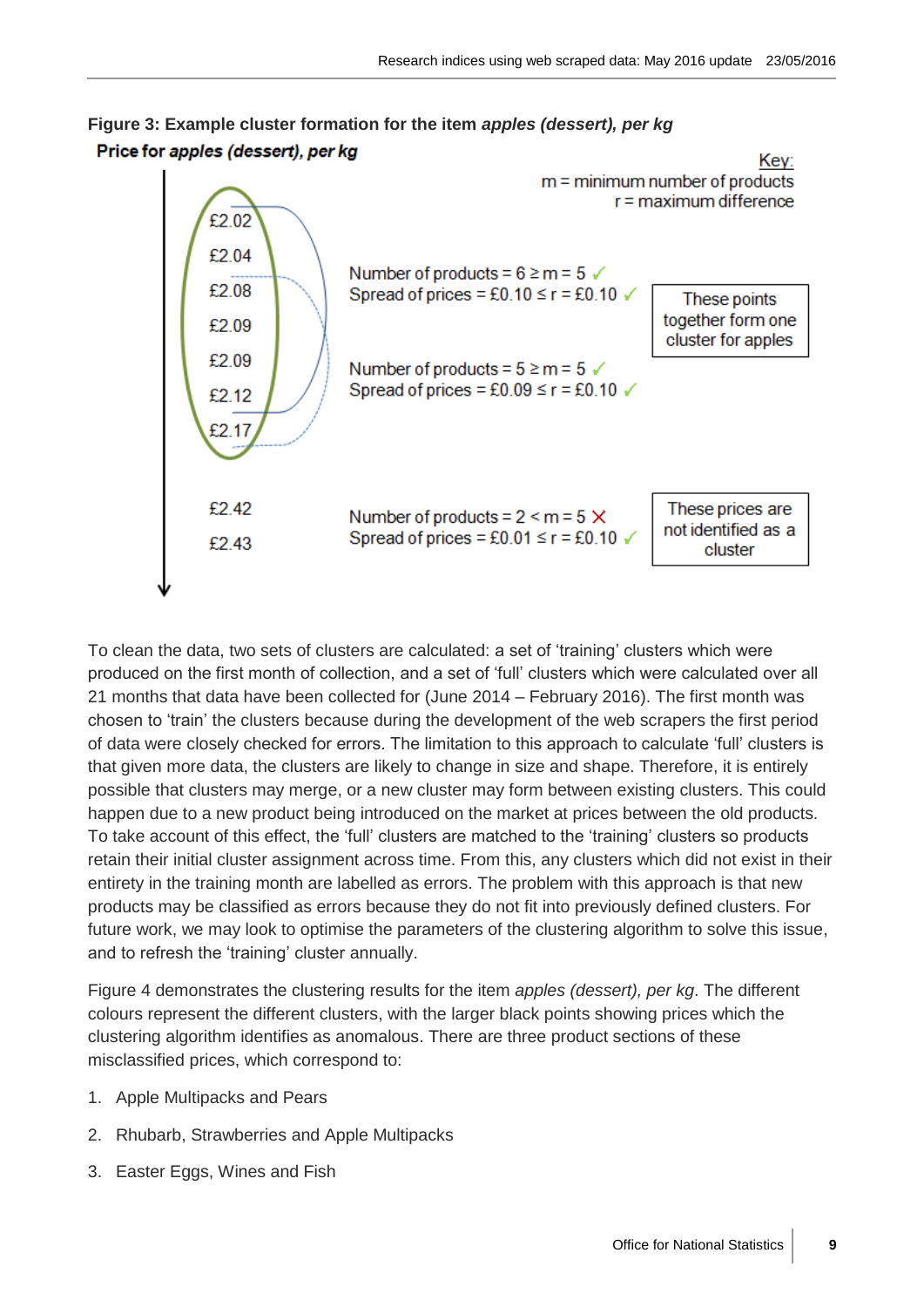**Figure 3: Example cluster formation for the item *apples (dessert), per kg***

**Price for *apples (dessert), per kg***

Key:
m = minimum number of products
r = maximum difference

£2.02
£2.04
£2.08
£2.09
£2.09
£2.12
£2.17

Number of products = 6 ≥ m = 5 ✓
Spread of prices = £0.10 ≤ r = £0.10 ✓

Number of products = 5 ≥ m = 5 ✓
Spread of prices = £0.09 ≤ r = £0.10 ✓

These points together form one cluster for apples

£2.42
£2.43

Number of products = 2 < m = 5 ✗
Spread of prices = £0.01 ≤ r = £0.10 ✓

These prices are not identified as a cluster

To clean the data, two sets of clusters are calculated: a set of 'training' clusters which were produced on the first month of collection, and a set of 'full' clusters which were calculated over all 21 months that data have been collected for (June 2014 – February 2016). The first month was chosen to 'train' the clusters because during the development of the web scrapers the first period of data were closely checked for errors. The limitation to this approach to calculate 'full' clusters is that given more data, the clusters are likely to change in size and shape. Therefore, it is entirely possible that clusters may merge, or a new cluster may form between existing clusters. This could happen due to a new product being introduced on the market at prices between the old products. To take account of this effect, the 'full' clusters are matched to the 'training' clusters so products retain their initial cluster assignment across time. From this, any clusters which did not exist in their entirety in the training month are labelled as errors. The problem with this approach is that new products may be classified as errors because they do not fit into previously defined clusters. For future work, we may look to optimise the parameters of the clustering algorithm to solve this issue, and to refresh the 'training' cluster annually.

Figure 4 demonstrates the clustering results for the item *apples (dessert), per kg*. The different colours represent the different clusters, with the larger black points showing prices which the clustering algorithm identifies as anomalous. There are three product sections of these misclassified prices, which correspond to:

1. Apple Multipacks and Pears
2. Rhubarb, Strawberries and Apple Multipacks
3. Easter Eggs, Wines and Fish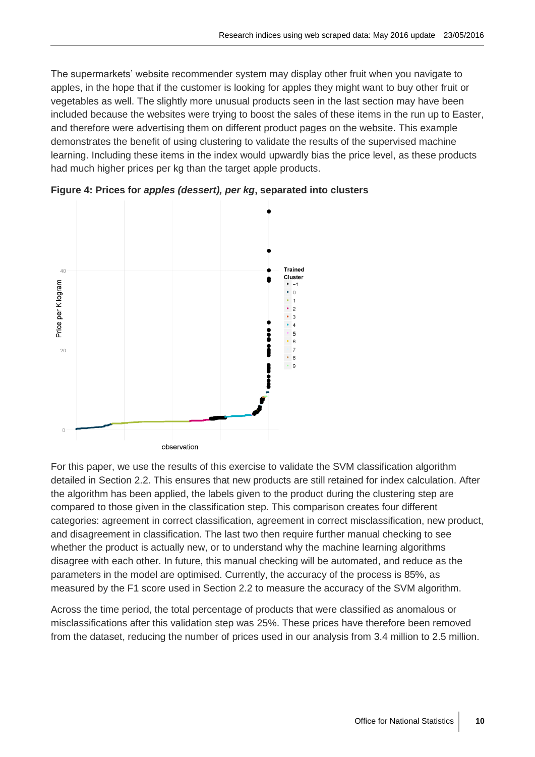The supermarkets' website recommender system may display other fruit when you navigate to apples, in the hope that if the customer is looking for apples they might want to buy other fruit or vegetables as well. The slightly more unusual products seen in the last section may have been included because the websites were trying to boost the sales of these items in the run up to Easter, and therefore were advertising them on different product pages on the website. This example demonstrates the benefit of using clustering to validate the results of the supervised machine learning. Including these items in the index would upwardly bias the price level, as these products had much higher prices per kg than the target apple products.

**Figure 4: Prices for *apples (dessert), per kg*, separated into clusters**

For this paper, we use the results of this exercise to validate the SVM classification algorithm detailed in Section 2.2. This ensures that new products are still retained for index calculation. After the algorithm has been applied, the labels given to the product during the clustering step are compared to those given in the classification step. This comparison creates four different categories: agreement in correct classification, agreement in correct misclassification, new product, and disagreement in classification. The last two then require further manual checking to see whether the product is actually new, or to understand why the machine learning algorithms disagree with each other. In future, this manual checking will be automated, and reduce as the parameters in the model are optimised. Currently, the accuracy of the process is 85%, as measured by the F1 score used in Section 2.2 to measure the accuracy of the SVM algorithm.

Across the time period, the total percentage of products that were classified as anomalous or misclassifications after this validation step was 25%. These prices have therefore been removed from the dataset, reducing the number of prices used in our analysis from 3.4 million to 2.5 million.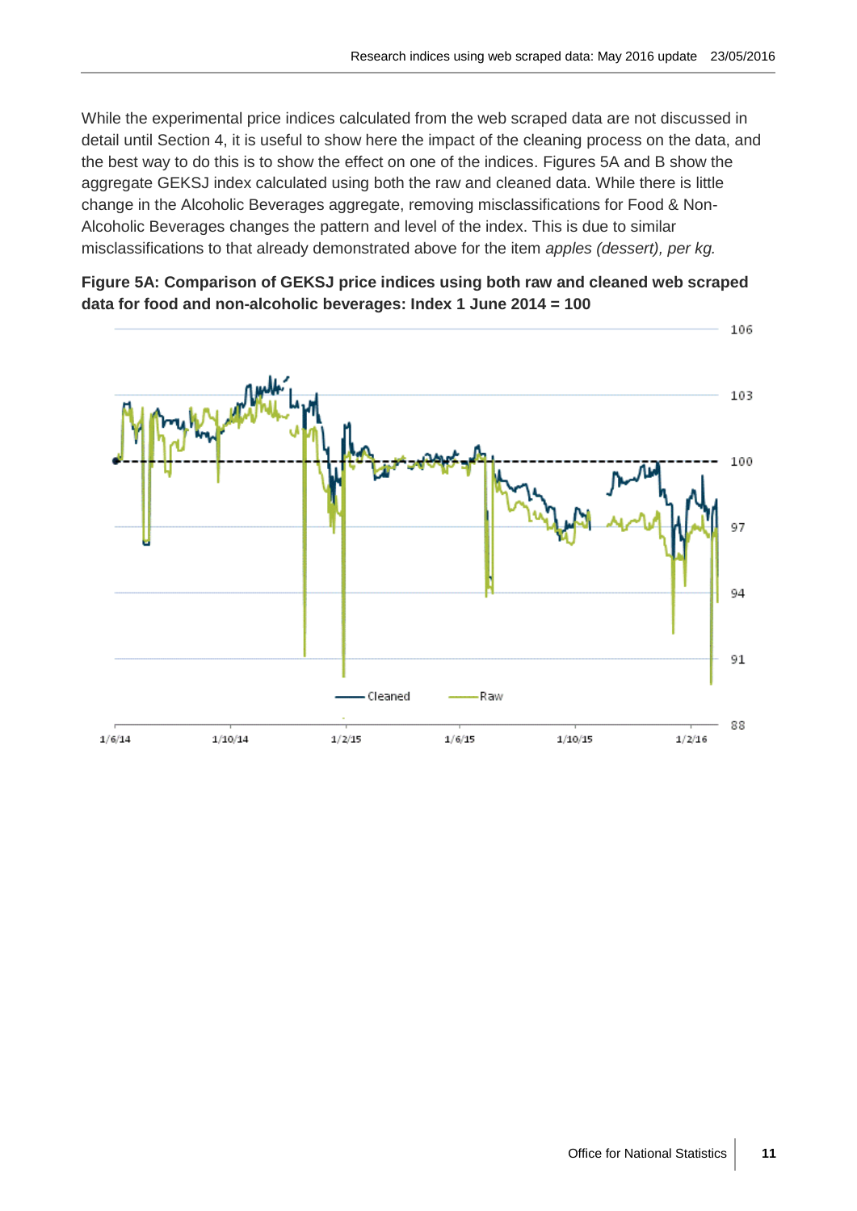While the experimental price indices calculated from the web scraped data are not discussed in detail until Section 4, it is useful to show here the impact of the cleaning process on the data, and the best way to do this is to show the effect on one of the indices. Figures 5A and B show the aggregate GEKSJ index calculated using both the raw and cleaned data. While there is little change in the Alcoholic Beverages aggregate, removing misclassifications for Food & Non-Alcoholic Beverages changes the pattern and level of the index. This is due to similar misclassifications to that already demonstrated above for the item *apples (dessert), per kg.*

**Figure 5A: Comparison of GEKSJ price indices using both raw and cleaned web scraped data for food and non-alcoholic beverages: Index 1 June 2014 = 100**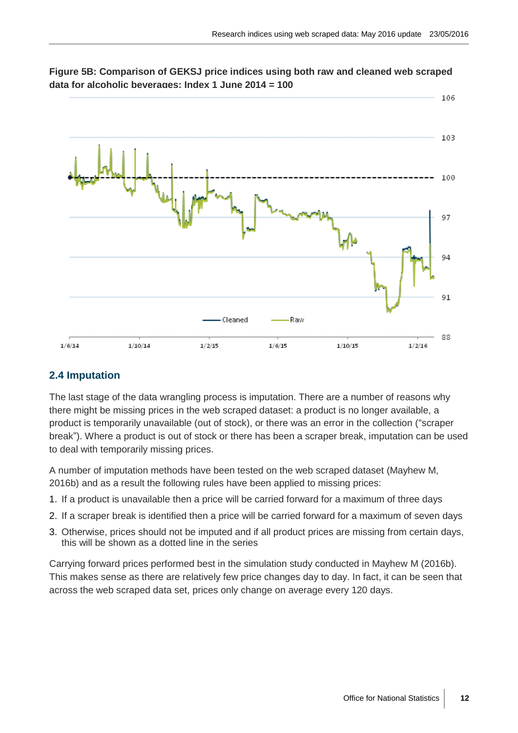**Figure 5B: Comparison of GEKSJ price indices using both raw and cleaned web scraped data for alcoholic beverages: Index 1 June 2014 = 100**

## 2.4 Imputation

The last stage of the data wrangling process is imputation. There are a number of reasons why there might be missing prices in the web scraped dataset: a product is no longer available, a product is temporarily unavailable (out of stock), or there was an error in the collection ("scraper break"). Where a product is out of stock or there has been a scraper break, imputation can be used to deal with temporarily missing prices.

A number of imputation methods have been tested on the web scraped dataset (Mayhew M, 2016b) and as a result the following rules have been applied to missing prices:

1. If a product is unavailable then a price will be carried forward for a maximum of three days
2. If a scraper break is identified then a price will be carried forward for a maximum of seven days
3. Otherwise, prices should not be imputed and if all product prices are missing from certain days, this will be shown as a dotted line in the series

Carrying forward prices performed best in the simulation study conducted in Mayhew M (2016b). This makes sense as there are relatively few price changes day to day. In fact, it can be seen that across the web scraped data set, prices only change on average every 120 days.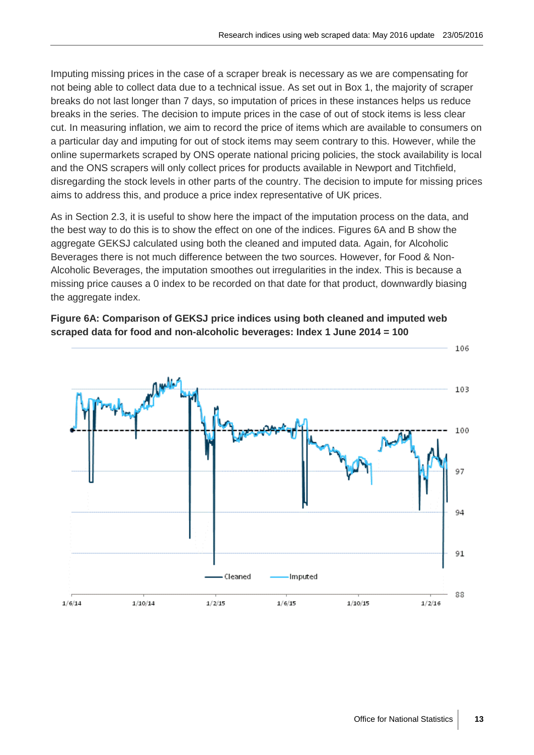Imputing missing prices in the case of a scraper break is necessary as we are compensating for not being able to collect data due to a technical issue. As set out in Box 1, the majority of scraper breaks do not last longer than 7 days, so imputation of prices in these instances helps us reduce breaks in the series. The decision to impute prices in the case of out of stock items is less clear cut. In measuring inflation, we aim to record the price of items which are available to consumers on a particular day and imputing for out of stock items may seem contrary to this. However, while the online supermarkets scraped by ONS operate national pricing policies, the stock availability is local and the ONS scrapers will only collect prices for products available in Newport and Titchfield, disregarding the stock levels in other parts of the country. The decision to impute for missing prices aims to address this, and produce a price index representative of UK prices.

As in Section 2.3, it is useful to show here the impact of the imputation process on the data, and the best way to do this is to show the effect on one of the indices. Figures 6A and B show the aggregate GEKSJ calculated using both the cleaned and imputed data. Again, for Alcoholic Beverages there is not much difference between the two sources. However, for Food & Non-Alcoholic Beverages, the imputation smoothes out irregularities in the index. This is because a missing price causes a 0 index to be recorded on that date for that product, downwardly biasing the aggregate index.

**Figure 6A: Comparison of GEKSJ price indices using both cleaned and imputed web scraped data for food and non-alcoholic beverages: Index 1 June 2014 = 100**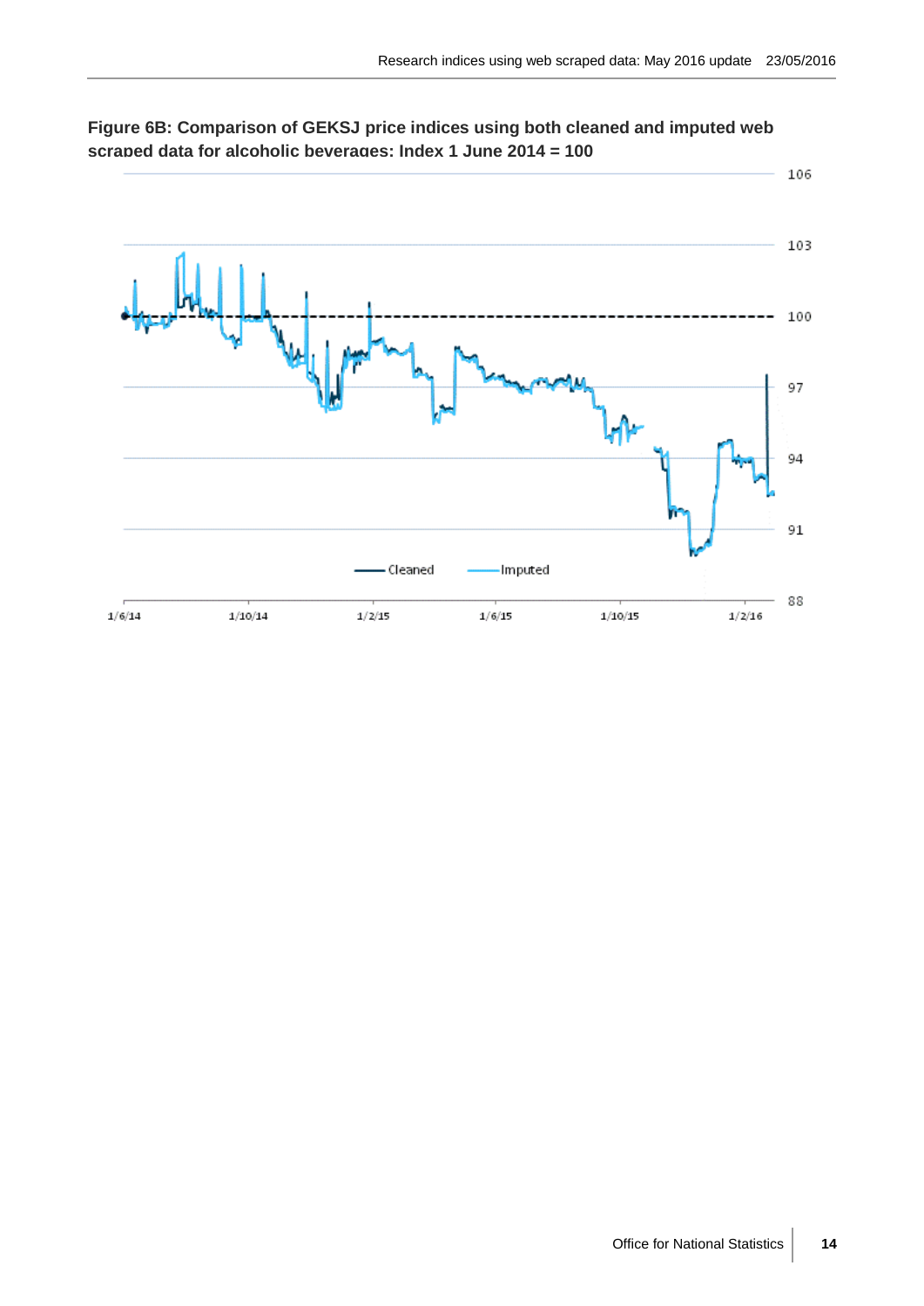**Figure 6B: Comparison of GEKSJ price indices using both cleaned and imputed web scraped data for alcoholic beverages: Index 1 June 2014 = 100**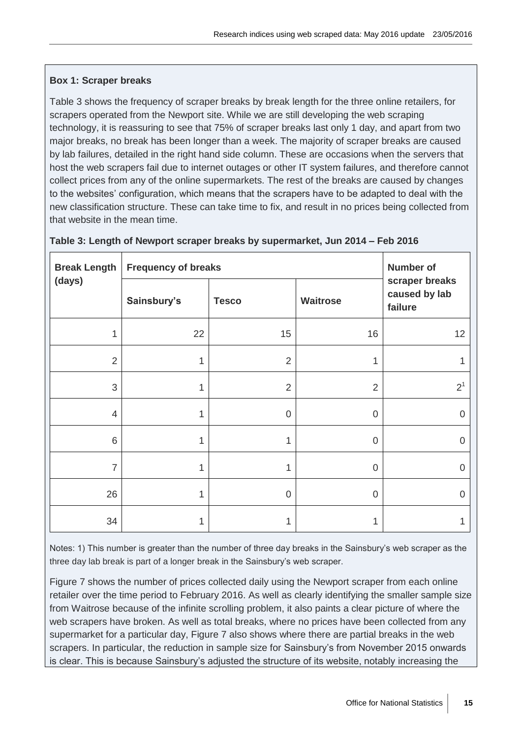**Box 1: Scraper breaks**

Table 3 shows the frequency of scraper breaks by break length for the three online retailers, for scrapers operated from the Newport site. While we are still developing the web scraping technology, it is reassuring to see that 75% of scraper breaks last only 1 day, and apart from two major breaks, no break has been longer than a week. The majority of scraper breaks are caused by lab failures, detailed in the right hand side column. These are occasions when the servers that host the web scrapers fail due to internet outages or other IT system failures, and therefore cannot collect prices from any of the online supermarkets. The rest of the breaks are caused by changes to the websites' configuration, which means that the scrapers have to be adapted to deal with the new classification structure. These can take time to fix, and result in no prices being collected from that website in the mean time.

**Table 3: Length of Newport scraper breaks by supermarket, Jun 2014 – Feb 2016**

| Break Length (days) | Frequency of breaks | | | Number of scraper breaks caused by lab failure |
|---|---|---|---|---|
| | Sainsbury's | Tesco | Waitrose | |
| 1 | 22 | 15 | 16 | 12 |
| 2 | 1 | 2 | 1 | 1 |
| 3 | 1 | 2 | 2 | 2[1] |
| 4 | 1 | 0 | 0 | 0 |
| 6 | 1 | 1 | 0 | 0 |
| 7 | 1 | 1 | 0 | 0 |
| 26 | 1 | 0 | 0 | 0 |
| 34 | 1 | 1 | 1 | 1 |

Notes: 1) This number is greater than the number of three day breaks in the Sainsbury's web scraper as the three day lab break is part of a longer break in the Sainsbury's web scraper.

Figure 7 shows the number of prices collected daily using the Newport scraper from each online retailer over the time period to February 2016. As well as clearly identifying the smaller sample size from Waitrose because of the infinite scrolling problem, it also paints a clear picture of where the web scrapers have broken. As well as total breaks, where no prices have been collected from any supermarket for a particular day, Figure 7 also shows where there are partial breaks in the web scrapers. In particular, the reduction in sample size for Sainsbury's from November 2015 onwards is clear. This is because Sainsbury's adjusted the structure of its website, notably increasing the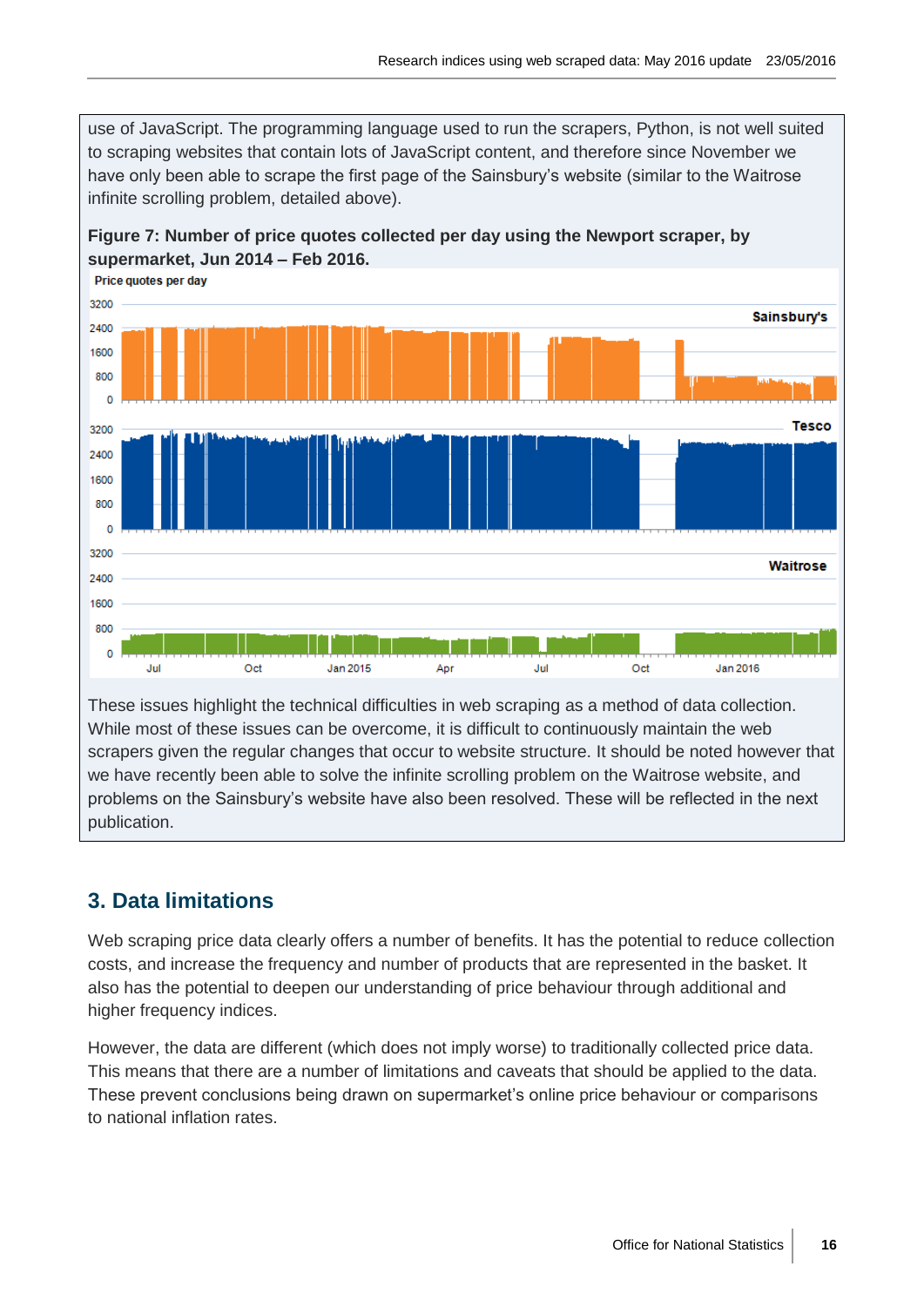use of JavaScript. The programming language used to run the scrapers, Python, is not well suited to scraping websites that contain lots of JavaScript content, and therefore since November we have only been able to scrape the first page of the Sainsbury's website (similar to the Waitrose infinite scrolling problem, detailed above).

**Figure 7: Number of price quotes collected per day using the Newport scraper, by supermarket, Jun 2014 – Feb 2016.**

These issues highlight the technical difficulties in web scraping as a method of data collection. While most of these issues can be overcome, it is difficult to continuously maintain the web scrapers given the regular changes that occur to website structure. It should be noted however that we have recently been able to solve the infinite scrolling problem on the Waitrose website, and problems on the Sainsbury's website have also been resolved. These will be reflected in the next publication.

## 3. Data limitations

Web scraping price data clearly offers a number of benefits. It has the potential to reduce collection costs, and increase the frequency and number of products that are represented in the basket. It also has the potential to deepen our understanding of price behaviour through additional and higher frequency indices.

However, the data are different (which does not imply worse) to traditionally collected price data. This means that there are a number of limitations and caveats that should be applied to the data. These prevent conclusions being drawn on supermarket's online price behaviour or comparisons to national inflation rates.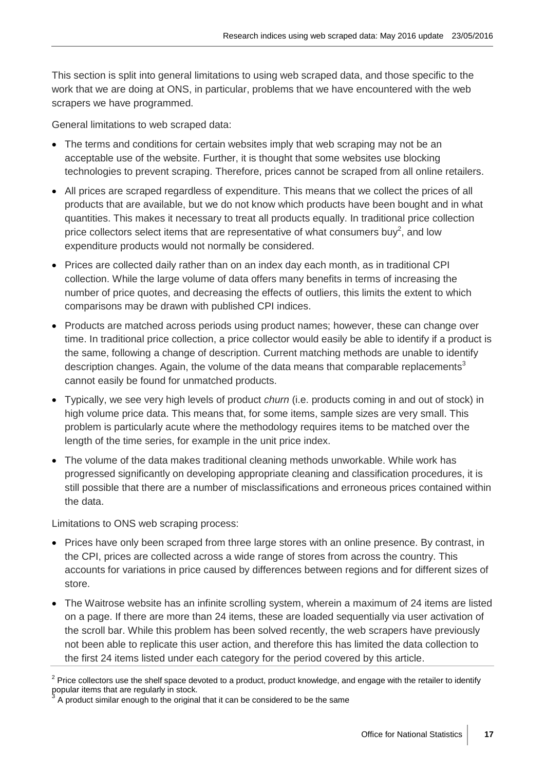This section is split into general limitations to using web scraped data, and those specific to the work that we are doing at ONS, in particular, problems that we have encountered with the web scrapers we have programmed.

General limitations to web scraped data:

- The terms and conditions for certain websites imply that web scraping may not be an acceptable use of the website. Further, it is thought that some websites use blocking technologies to prevent scraping. Therefore, prices cannot be scraped from all online retailers.
- All prices are scraped regardless of expenditure. This means that we collect the prices of all products that are available, but we do not know which products have been bought and in what quantities. This makes it necessary to treat all products equally. In traditional price collection price collectors select items that are representative of what consumers buy[2], and low expenditure products would not normally be considered.
- Prices are collected daily rather than on an index day each month, as in traditional CPI collection. While the large volume of data offers many benefits in terms of increasing the number of price quotes, and decreasing the effects of outliers, this limits the extent to which comparisons may be drawn with published CPI indices.
- Products are matched across periods using product names; however, these can change over time. In traditional price collection, a price collector would easily be able to identify if a product is the same, following a change of description. Current matching methods are unable to identify description changes. Again, the volume of the data means that comparable replacements[3] cannot easily be found for unmatched products.
- Typically, we see very high levels of product *churn* (i.e. products coming in and out of stock) in high volume price data. This means that, for some items, sample sizes are very small. This problem is particularly acute where the methodology requires items to be matched over the length of the time series, for example in the unit price index.
- The volume of the data makes traditional cleaning methods unworkable. While work has progressed significantly on developing appropriate cleaning and classification procedures, it is still possible that there are a number of misclassifications and erroneous prices contained within the data.

Limitations to ONS web scraping process:

- Prices have only been scraped from three large stores with an online presence. By contrast, in the CPI, prices are collected across a wide range of stores from across the country. This accounts for variations in price caused by differences between regions and for different sizes of store.
- The Waitrose website has an infinite scrolling system, wherein a maximum of 24 items are listed on a page. If there are more than 24 items, these are loaded sequentially via user activation of the scroll bar. While this problem has been solved recently, the web scrapers have previously not been able to replicate this user action, and therefore this has limited the data collection to the first 24 items listed under each category for the period covered by this article.

---

[2] Price collectors use the shelf space devoted to a product, product knowledge, and engage with the retailer to identify popular items that are regularly in stock.

[3] A product similar enough to the original that it can be considered to be the same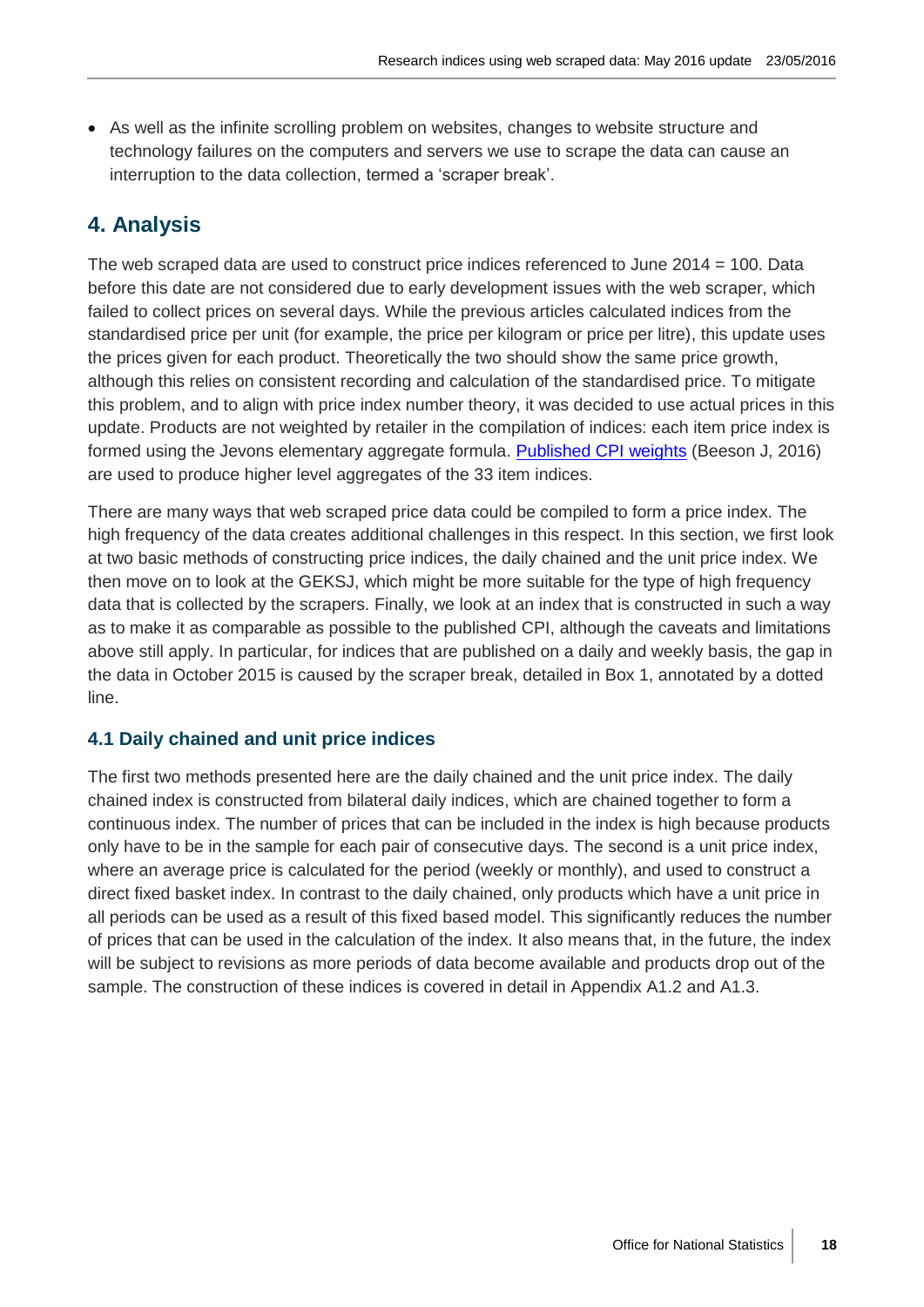- As well as the infinite scrolling problem on websites, changes to website structure and technology failures on the computers and servers we use to scrape the data can cause an interruption to the data collection, termed a 'scraper break'.

## 4. Analysis

The web scraped data are used to construct price indices referenced to June 2014 = 100. Data before this date are not considered due to early development issues with the web scraper, which failed to collect prices on several days. While the previous articles calculated indices from the standardised price per unit (for example, the price per kilogram or price per litre), this update uses the prices given for each product. Theoretically the two should show the same price growth, although this relies on consistent recording and calculation of the standardised price. To mitigate this problem, and to align with price index number theory, it was decided to use actual prices in this update. Products are not weighted by retailer in the compilation of indices: each item price index is formed using the Jevons elementary aggregate formula. Published CPI weights (Beeson J, 2016) are used to produce higher level aggregates of the 33 item indices.

There are many ways that web scraped price data could be compiled to form a price index. The high frequency of the data creates additional challenges in this respect. In this section, we first look at two basic methods of constructing price indices, the daily chained and the unit price index. We then move on to look at the GEKSJ, which might be more suitable for the type of high frequency data that is collected by the scrapers. Finally, we look at an index that is constructed in such a way as to make it as comparable as possible to the published CPI, although the caveats and limitations above still apply. In particular, for indices that are published on a daily and weekly basis, the gap in the data in October 2015 is caused by the scraper break, detailed in Box 1, annotated by a dotted line.

### 4.1 Daily chained and unit price indices

The first two methods presented here are the daily chained and the unit price index. The daily chained index is constructed from bilateral daily indices, which are chained together to form a continuous index. The number of prices that can be included in the index is high because products only have to be in the sample for each pair of consecutive days. The second is a unit price index, where an average price is calculated for the period (weekly or monthly), and used to construct a direct fixed basket index. In contrast to the daily chained, only products which have a unit price in all periods can be used as a result of this fixed based model. This significantly reduces the number of prices that can be used in the calculation of the index. It also means that, in the future, the index will be subject to revisions as more periods of data become available and products drop out of the sample. The construction of these indices is covered in detail in Appendix A1.2 and A1.3.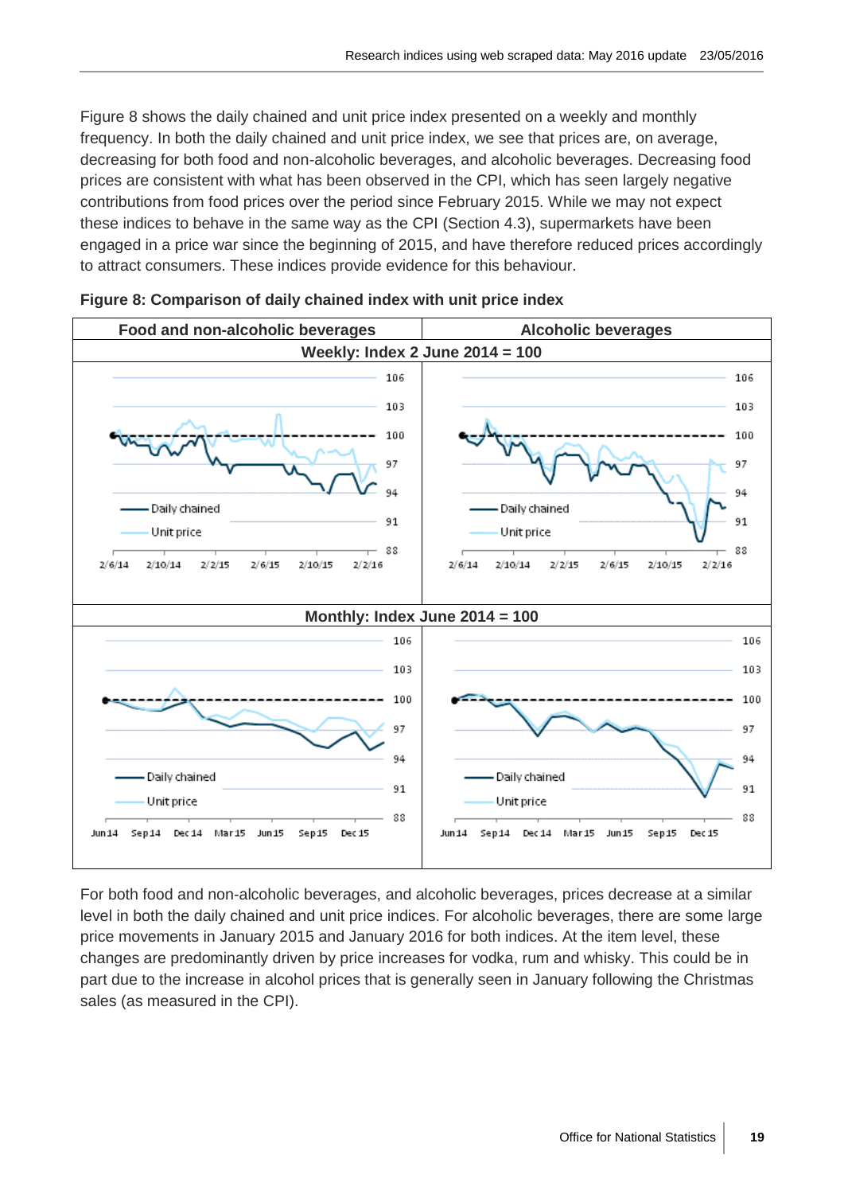Figure 8 shows the daily chained and unit price index presented on a weekly and monthly frequency. In both the daily chained and unit price index, we see that prices are, on average, decreasing for both food and non-alcoholic beverages, and alcoholic beverages. Decreasing food prices are consistent with what has been observed in the CPI, which has seen largely negative contributions from food prices over the period since February 2015. While we may not expect these indices to behave in the same way as the CPI (Section 4.3), supermarkets have been engaged in a price war since the beginning of 2015, and have therefore reduced prices accordingly to attract consumers. These indices provide evidence for this behaviour.

**Figure 8: Comparison of daily chained index with unit price index**

| Food and non-alcoholic beverages | Alcoholic beverages |
|---|---|
| Weekly: Index 2 June 2014 = 100 | |
| Monthly: Index June 2014 = 100 | |

For both food and non-alcoholic beverages, and alcoholic beverages, prices decrease at a similar level in both the daily chained and unit price indices. For alcoholic beverages, there are some large price movements in January 2015 and January 2016 for both indices. At the item level, these changes are predominantly driven by price increases for vodka, rum and whisky. This could be in part due to the increase in alcohol prices that is generally seen in January following the Christmas sales (as measured in the CPI).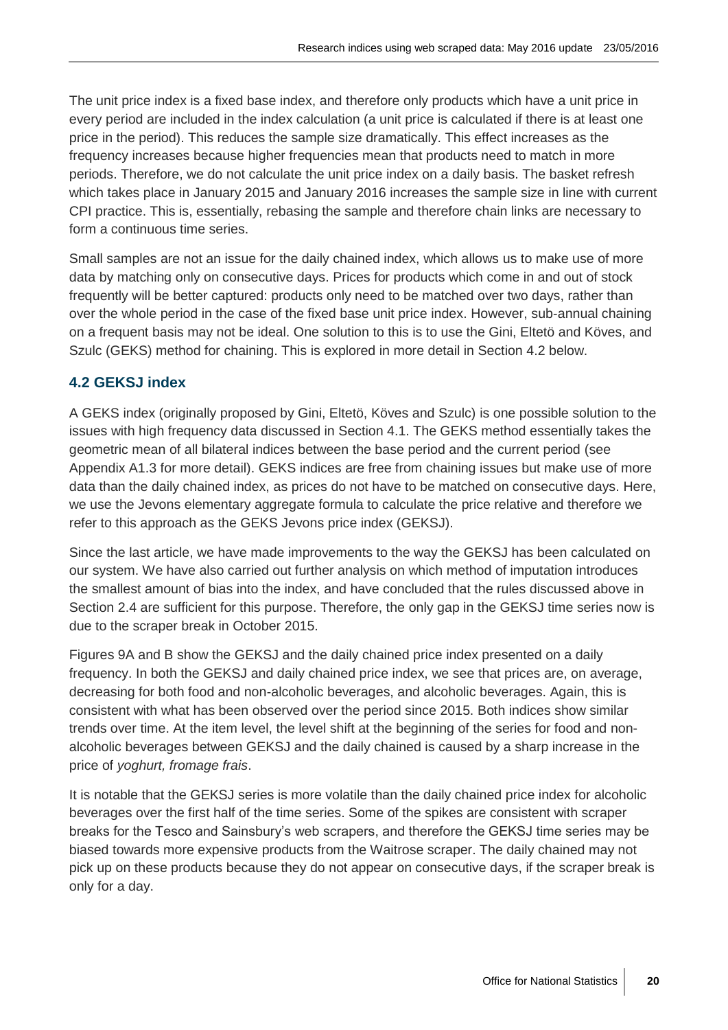The unit price index is a fixed base index, and therefore only products which have a unit price in every period are included in the index calculation (a unit price is calculated if there is at least one price in the period). This reduces the sample size dramatically. This effect increases as the frequency increases because higher frequencies mean that products need to match in more periods. Therefore, we do not calculate the unit price index on a daily basis. The basket refresh which takes place in January 2015 and January 2016 increases the sample size in line with current CPI practice. This is, essentially, rebasing the sample and therefore chain links are necessary to form a continuous time series.

Small samples are not an issue for the daily chained index, which allows us to make use of more data by matching only on consecutive days. Prices for products which come in and out of stock frequently will be better captured: products only need to be matched over two days, rather than over the whole period in the case of the fixed base unit price index. However, sub-annual chaining on a frequent basis may not be ideal. One solution to this is to use the Gini, Eltetö and Köves, and Szulc (GEKS) method for chaining. This is explored in more detail in Section 4.2 below.

### 4.2 GEKSJ index

A GEKS index (originally proposed by Gini, Eltetö, Köves and Szulc) is one possible solution to the issues with high frequency data discussed in Section 4.1. The GEKS method essentially takes the geometric mean of all bilateral indices between the base period and the current period (see Appendix A1.3 for more detail). GEKS indices are free from chaining issues but make use of more data than the daily chained index, as prices do not have to be matched on consecutive days. Here, we use the Jevons elementary aggregate formula to calculate the price relative and therefore we refer to this approach as the GEKS Jevons price index (GEKSJ).

Since the last article, we have made improvements to the way the GEKSJ has been calculated on our system. We have also carried out further analysis on which method of imputation introduces the smallest amount of bias into the index, and have concluded that the rules discussed above in Section 2.4 are sufficient for this purpose. Therefore, the only gap in the GEKSJ time series now is due to the scraper break in October 2015.

Figures 9A and B show the GEKSJ and the daily chained price index presented on a daily frequency. In both the GEKSJ and daily chained price index, we see that prices are, on average, decreasing for both food and non-alcoholic beverages, and alcoholic beverages. Again, this is consistent with what has been observed over the period since 2015. Both indices show similar trends over time. At the item level, the level shift at the beginning of the series for food and non-alcoholic beverages between GEKSJ and the daily chained is caused by a sharp increase in the price of *yoghurt, fromage frais*.

It is notable that the GEKSJ series is more volatile than the daily chained price index for alcoholic beverages over the first half of the time series. Some of the spikes are consistent with scraper breaks for the Tesco and Sainsbury's web scrapers, and therefore the GEKSJ time series may be biased towards more expensive products from the Waitrose scraper. The daily chained may not pick up on these products because they do not appear on consecutive days, if the scraper break is only for a day.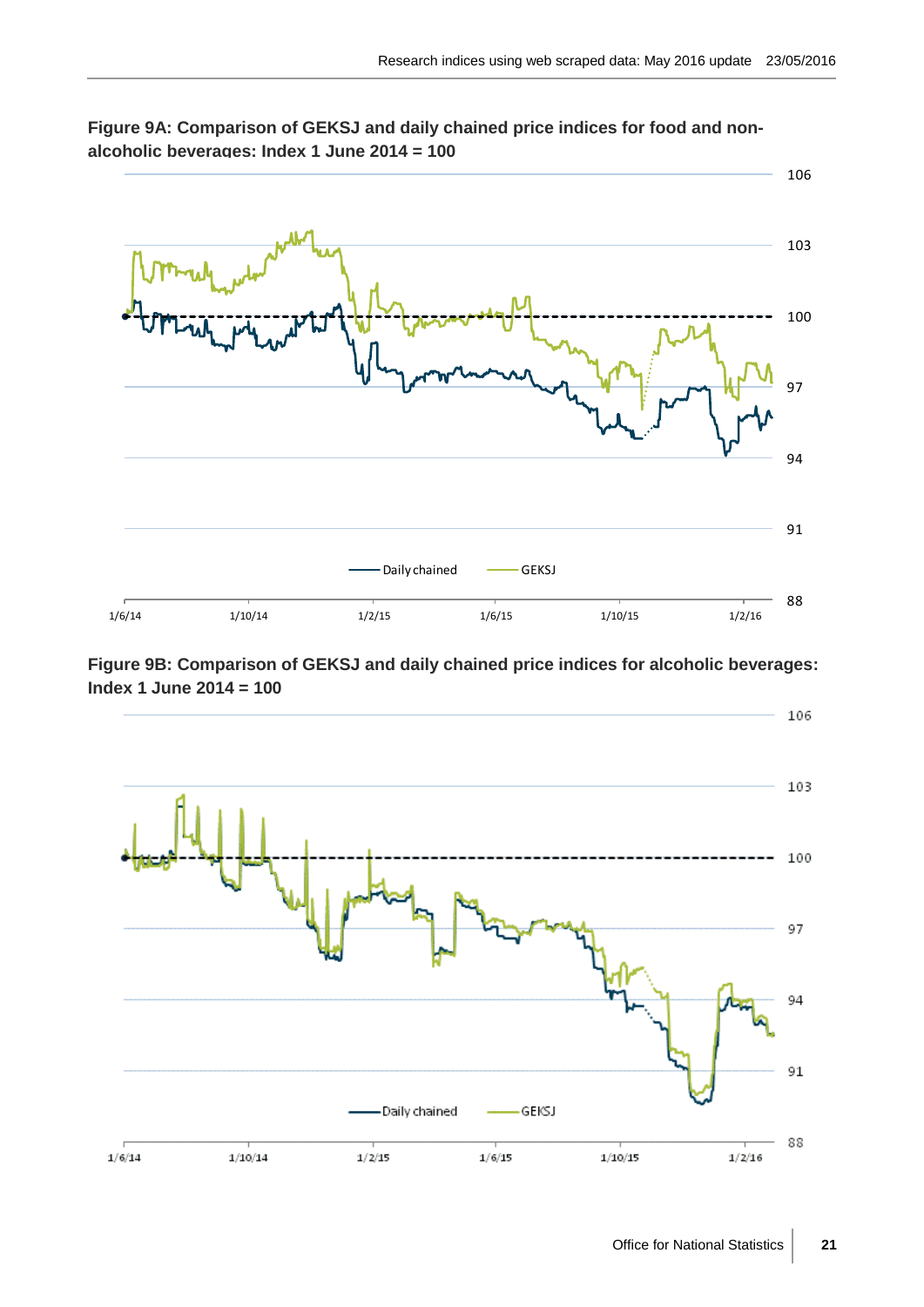**Figure 9A: Comparison of GEKSJ and daily chained price indices for food and non-alcoholic beverages: Index 1 June 2014 = 100**

**Figure 9B: Comparison of GEKSJ and daily chained price indices for alcoholic beverages: Index 1 June 2014 = 100**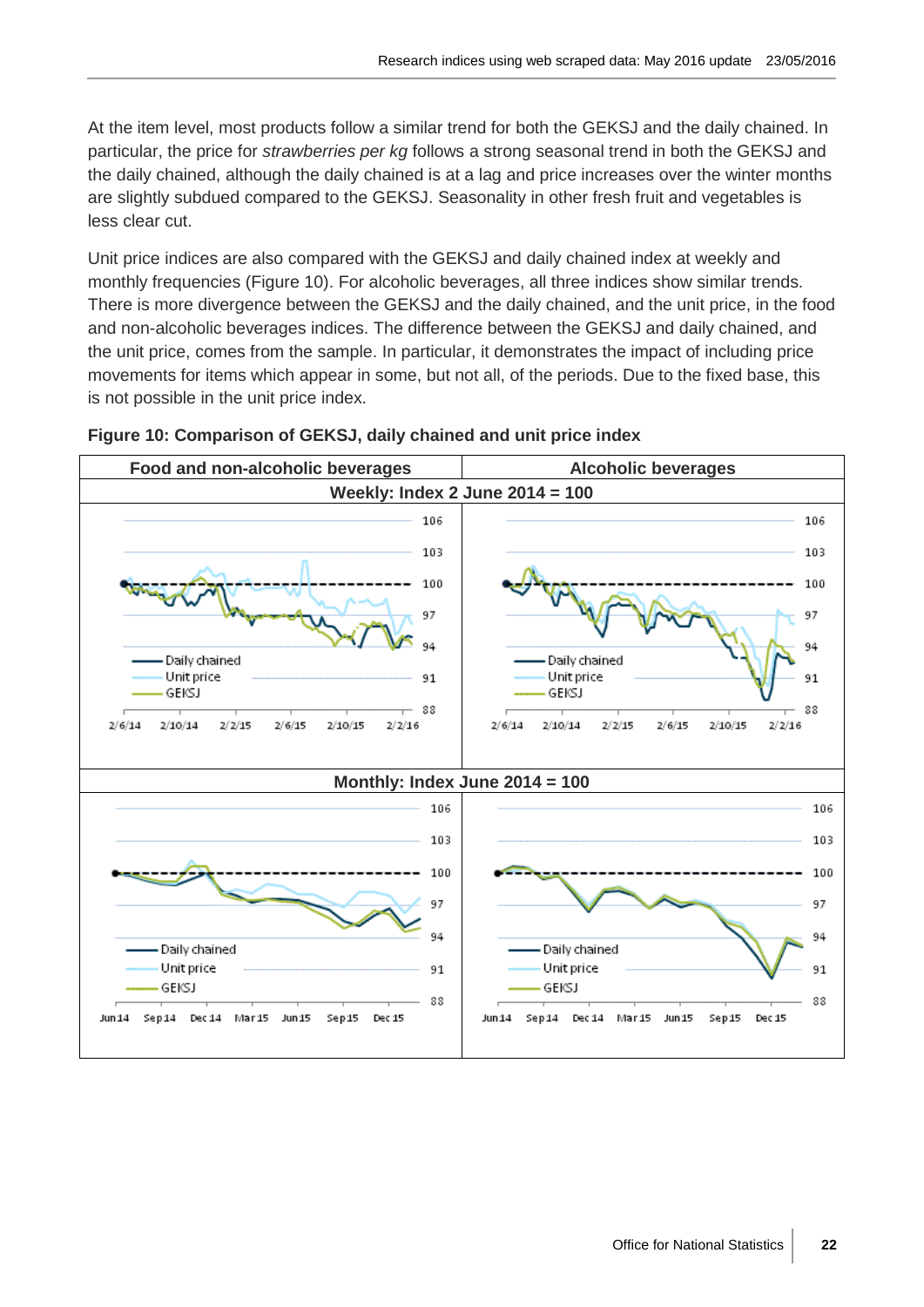At the item level, most products follow a similar trend for both the GEKSJ and the daily chained. In particular, the price for *strawberries per kg* follows a strong seasonal trend in both the GEKSJ and the daily chained, although the daily chained is at a lag and price increases over the winter months are slightly subdued compared to the GEKSJ. Seasonality in other fresh fruit and vegetables is less clear cut.

Unit price indices are also compared with the GEKSJ and daily chained index at weekly and monthly frequencies (Figure 10). For alcoholic beverages, all three indices show similar trends. There is more divergence between the GEKSJ and the daily chained, and the unit price, in the food and non-alcoholic beverages indices. The difference between the GEKSJ and daily chained, and the unit price, comes from the sample. In particular, it demonstrates the impact of including price movements for items which appear in some, but not all, of the periods. Due to the fixed base, this is not possible in the unit price index.

**Figure 10: Comparison of GEKSJ, daily chained and unit price index**

| Food and non-alcoholic beverages | Alcoholic beverages |
|---|---|
| **Weekly: Index 2 June 2014 = 100** | |
| **Monthly: Index June 2014 = 100** | |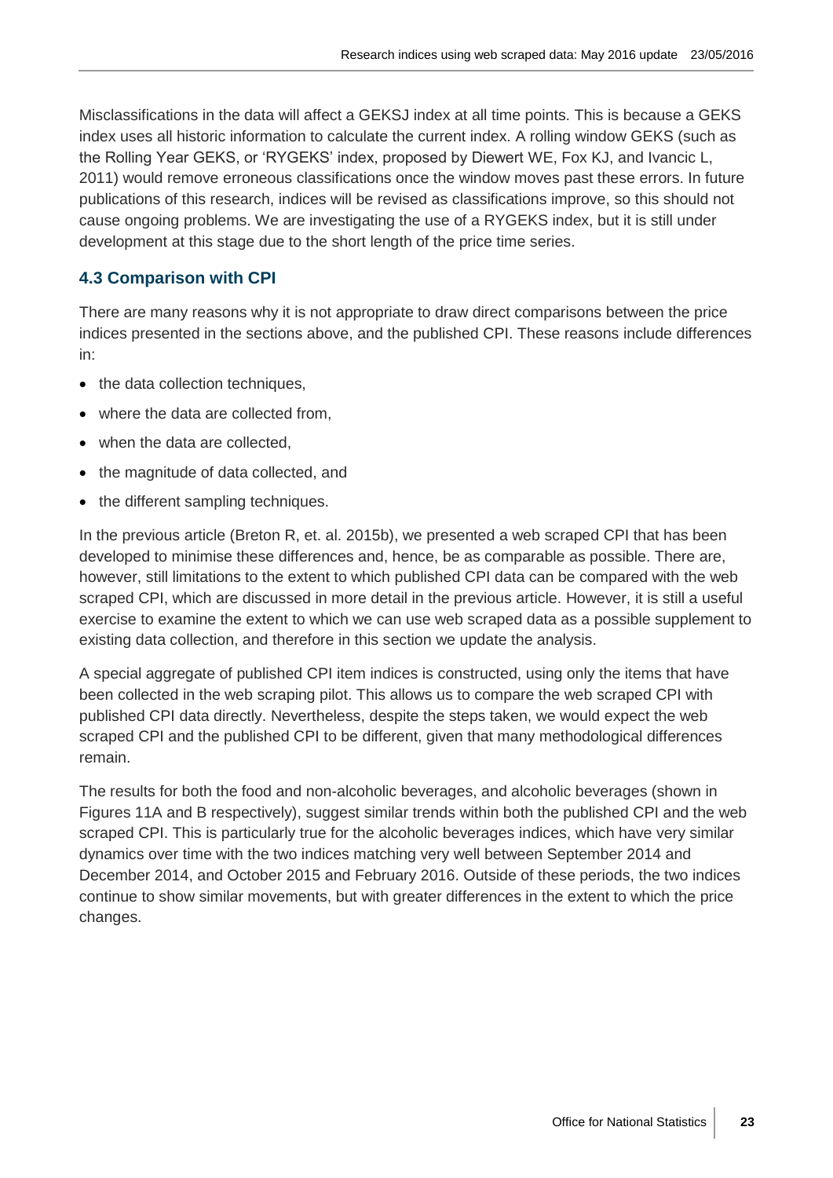Misclassifications in the data will affect a GEKSJ index at all time points. This is because a GEKS index uses all historic information to calculate the current index. A rolling window GEKS (such as the Rolling Year GEKS, or 'RYGEKS' index, proposed by Diewert WE, Fox KJ, and Ivancic L, 2011) would remove erroneous classifications once the window moves past these errors. In future publications of this research, indices will be revised as classifications improve, so this should not cause ongoing problems. We are investigating the use of a RYGEKS index, but it is still under development at this stage due to the short length of the price time series.

### 4.3 Comparison with CPI

There are many reasons why it is not appropriate to draw direct comparisons between the price indices presented in the sections above, and the published CPI. These reasons include differences in:

- the data collection techniques,
- where the data are collected from,
- when the data are collected,
- the magnitude of data collected, and
- the different sampling techniques.

In the previous article (Breton R, et. al. 2015b), we presented a web scraped CPI that has been developed to minimise these differences and, hence, be as comparable as possible. There are, however, still limitations to the extent to which published CPI data can be compared with the web scraped CPI, which are discussed in more detail in the previous article. However, it is still a useful exercise to examine the extent to which we can use web scraped data as a possible supplement to existing data collection, and therefore in this section we update the analysis.

A special aggregate of published CPI item indices is constructed, using only the items that have been collected in the web scraping pilot. This allows us to compare the web scraped CPI with published CPI data directly. Nevertheless, despite the steps taken, we would expect the web scraped CPI and the published CPI to be different, given that many methodological differences remain.

The results for both the food and non-alcoholic beverages, and alcoholic beverages (shown in Figures 11A and B respectively), suggest similar trends within both the published CPI and the web scraped CPI. This is particularly true for the alcoholic beverages indices, which have very similar dynamics over time with the two indices matching very well between September 2014 and December 2014, and October 2015 and February 2016. Outside of these periods, the two indices continue to show similar movements, but with greater differences in the extent to which the price changes.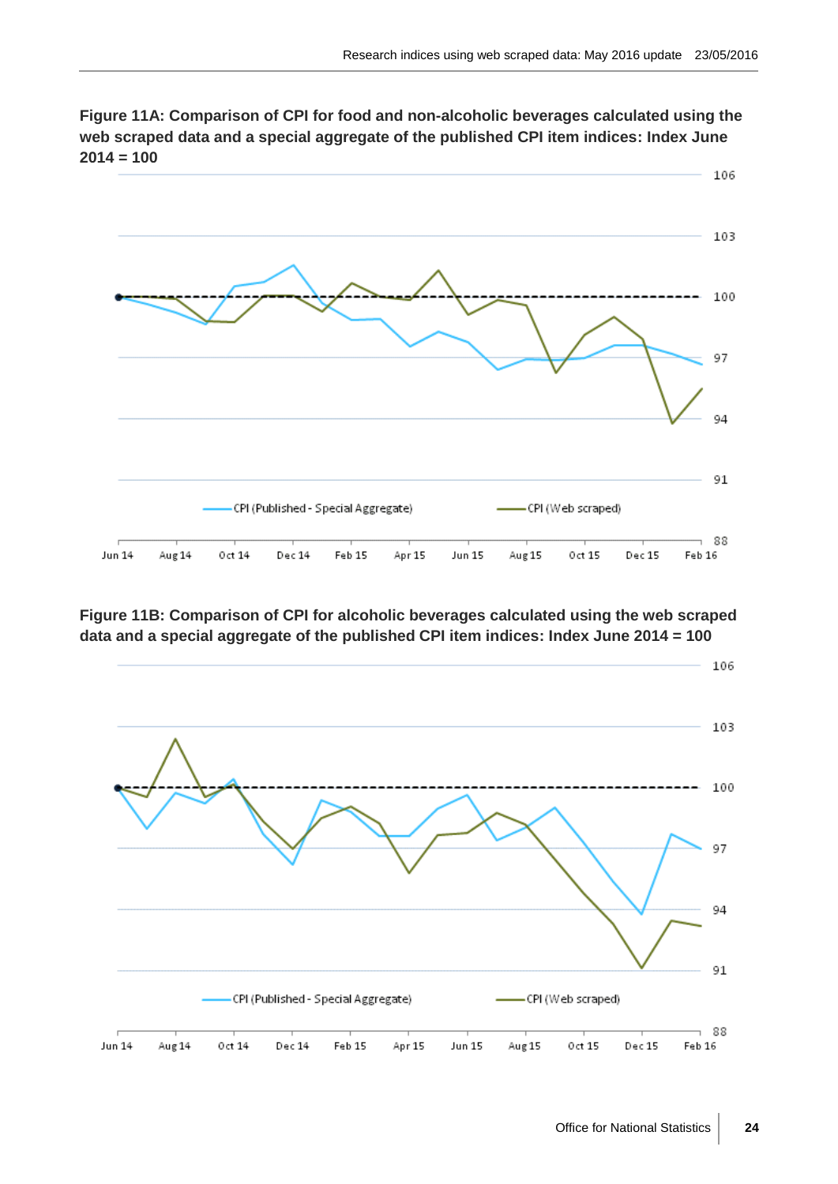**Figure 11A: Comparison of CPI for food and non-alcoholic beverages calculated using the web scraped data and a special aggregate of the published CPI item indices: Index June 2014 = 100**

**Figure 11B: Comparison of CPI for alcoholic beverages calculated using the web scraped data and a special aggregate of the published CPI item indices: Index June 2014 = 100**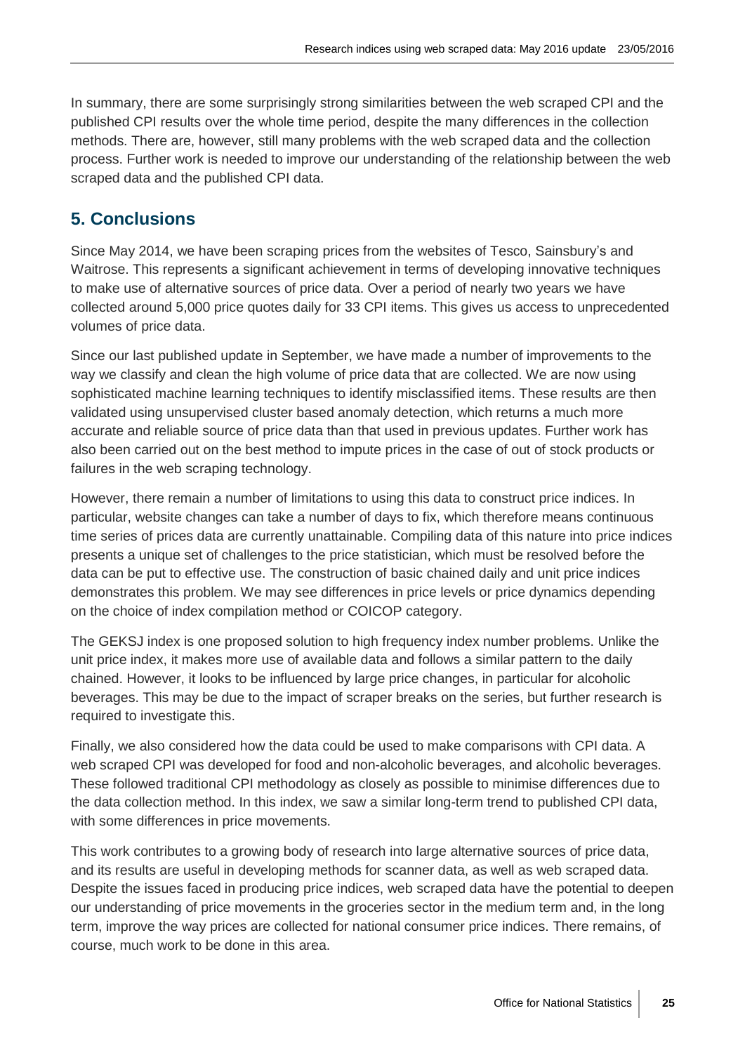In summary, there are some surprisingly strong similarities between the web scraped CPI and the published CPI results over the whole time period, despite the many differences in the collection methods. There are, however, still many problems with the web scraped data and the collection process. Further work is needed to improve our understanding of the relationship between the web scraped data and the published CPI data.

## 5. Conclusions

Since May 2014, we have been scraping prices from the websites of Tesco, Sainsbury's and Waitrose. This represents a significant achievement in terms of developing innovative techniques to make use of alternative sources of price data. Over a period of nearly two years we have collected around 5,000 price quotes daily for 33 CPI items. This gives us access to unprecedented volumes of price data.

Since our last published update in September, we have made a number of improvements to the way we classify and clean the high volume of price data that are collected. We are now using sophisticated machine learning techniques to identify misclassified items. These results are then validated using unsupervised cluster based anomaly detection, which returns a much more accurate and reliable source of price data than that used in previous updates. Further work has also been carried out on the best method to impute prices in the case of out of stock products or failures in the web scraping technology.

However, there remain a number of limitations to using this data to construct price indices. In particular, website changes can take a number of days to fix, which therefore means continuous time series of prices data are currently unattainable. Compiling data of this nature into price indices presents a unique set of challenges to the price statistician, which must be resolved before the data can be put to effective use. The construction of basic chained daily and unit price indices demonstrates this problem. We may see differences in price levels or price dynamics depending on the choice of index compilation method or COICOP category.

The GEKSJ index is one proposed solution to high frequency index number problems. Unlike the unit price index, it makes more use of available data and follows a similar pattern to the daily chained. However, it looks to be influenced by large price changes, in particular for alcoholic beverages. This may be due to the impact of scraper breaks on the series, but further research is required to investigate this.

Finally, we also considered how the data could be used to make comparisons with CPI data. A web scraped CPI was developed for food and non-alcoholic beverages, and alcoholic beverages. These followed traditional CPI methodology as closely as possible to minimise differences due to the data collection method. In this index, we saw a similar long-term trend to published CPI data, with some differences in price movements.

This work contributes to a growing body of research into large alternative sources of price data, and its results are useful in developing methods for scanner data, as well as web scraped data. Despite the issues faced in producing price indices, web scraped data have the potential to deepen our understanding of price movements in the groceries sector in the medium term and, in the long term, improve the way prices are collected for national consumer price indices. There remains, of course, much work to be done in this area.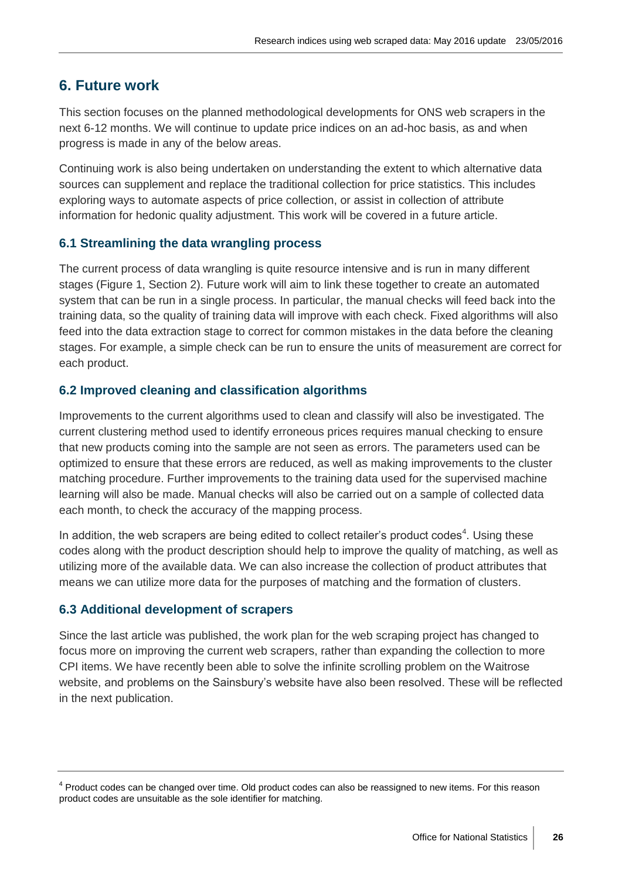## 6. Future work

This section focuses on the planned methodological developments for ONS web scrapers in the next 6-12 months. We will continue to update price indices on an ad-hoc basis, as and when progress is made in any of the below areas.

Continuing work is also being undertaken on understanding the extent to which alternative data sources can supplement and replace the traditional collection for price statistics. This includes exploring ways to automate aspects of price collection, or assist in collection of attribute information for hedonic quality adjustment. This work will be covered in a future article.

### 6.1 Streamlining the data wrangling process

The current process of data wrangling is quite resource intensive and is run in many different stages (Figure 1, Section 2). Future work will aim to link these together to create an automated system that can be run in a single process. In particular, the manual checks will feed back into the training data, so the quality of training data will improve with each check. Fixed algorithms will also feed into the data extraction stage to correct for common mistakes in the data before the cleaning stages. For example, a simple check can be run to ensure the units of measurement are correct for each product.

### 6.2 Improved cleaning and classification algorithms

Improvements to the current algorithms used to clean and classify will also be investigated. The current clustering method used to identify erroneous prices requires manual checking to ensure that new products coming into the sample are not seen as errors. The parameters used can be optimized to ensure that these errors are reduced, as well as making improvements to the cluster matching procedure. Further improvements to the training data used for the supervised machine learning will also be made. Manual checks will also be carried out on a sample of collected data each month, to check the accuracy of the mapping process.

In addition, the web scrapers are being edited to collect retailer's product codes[4]. Using these codes along with the product description should help to improve the quality of matching, as well as utilizing more of the available data. We can also increase the collection of product attributes that means we can utilize more data for the purposes of matching and the formation of clusters.

### 6.3 Additional development of scrapers

Since the last article was published, the work plan for the web scraping project has changed to focus more on improving the current web scrapers, rather than expanding the collection to more CPI items. We have recently been able to solve the infinite scrolling problem on the Waitrose website, and problems on the Sainsbury's website have also been resolved. These will be reflected in the next publication.

---

[4] Product codes can be changed over time. Old product codes can also be reassigned to new items. For this reason product codes are unsuitable as the sole identifier for matching.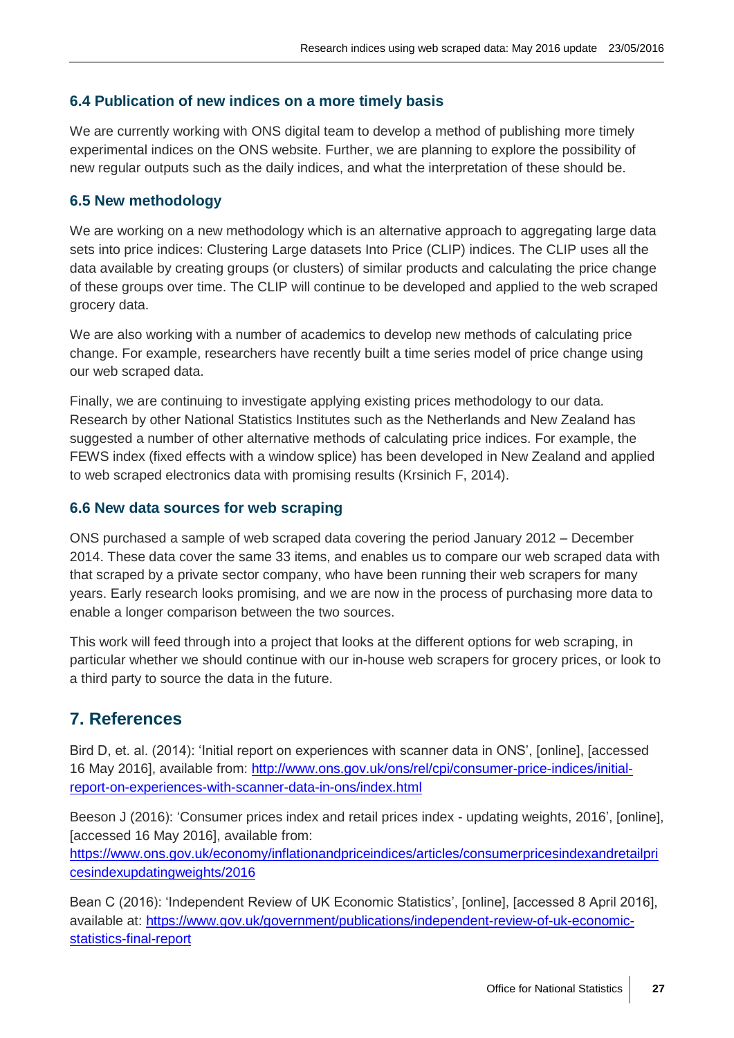### 6.4 Publication of new indices on a more timely basis

We are currently working with ONS digital team to develop a method of publishing more timely experimental indices on the ONS website. Further, we are planning to explore the possibility of new regular outputs such as the daily indices, and what the interpretation of these should be.

### 6.5 New methodology

We are working on a new methodology which is an alternative approach to aggregating large data sets into price indices: Clustering Large datasets Into Price (CLIP) indices. The CLIP uses all the data available by creating groups (or clusters) of similar products and calculating the price change of these groups over time. The CLIP will continue to be developed and applied to the web scraped grocery data.

We are also working with a number of academics to develop new methods of calculating price change. For example, researchers have recently built a time series model of price change using our web scraped data.

Finally, we are continuing to investigate applying existing prices methodology to our data. Research by other National Statistics Institutes such as the Netherlands and New Zealand has suggested a number of other alternative methods of calculating price indices. For example, the FEWS index (fixed effects with a window splice) has been developed in New Zealand and applied to web scraped electronics data with promising results (Krsinich F, 2014).

### 6.6 New data sources for web scraping

ONS purchased a sample of web scraped data covering the period January 2012 – December 2014. These data cover the same 33 items, and enables us to compare our web scraped data with that scraped by a private sector company, who have been running their web scrapers for many years. Early research looks promising, and we are now in the process of purchasing more data to enable a longer comparison between the two sources.

This work will feed through into a project that looks at the different options for web scraping, in particular whether we should continue with our in-house web scrapers for grocery prices, or look to a third party to source the data in the future.

## 7. References

Bird D, et. al. (2014): 'Initial report on experiences with scanner data in ONS', [online], [accessed 16 May 2016], available from: http://www.ons.gov.uk/ons/rel/cpi/consumer-price-indices/initial-report-on-experiences-with-scanner-data-in-ons/index.html

Beeson J (2016): 'Consumer prices index and retail prices index - updating weights, 2016', [online], [accessed 16 May 2016], available from: https://www.ons.gov.uk/economy/inflationandpriceindices/articles/consumerpricesindexandretailpricesindexupdatingweights/2016

Bean C (2016): 'Independent Review of UK Economic Statistics', [online], [accessed 8 April 2016], available at: https://www.gov.uk/government/publications/independent-review-of-uk-economic-statistics-final-report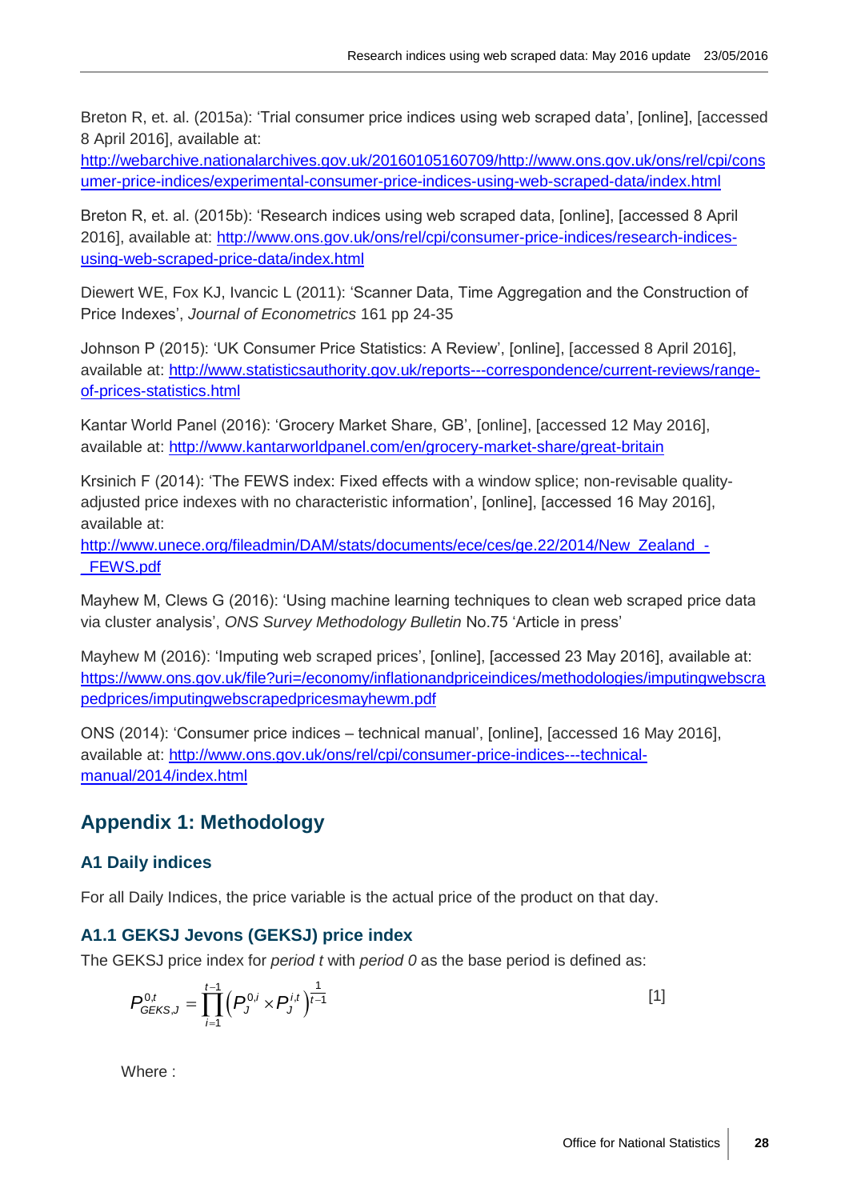Breton R, et. al. (2015a): 'Trial consumer price indices using web scraped data', [online], [accessed 8 April 2016], available at: http://webarchive.nationalarchives.gov.uk/20160105160709/http://www.ons.gov.uk/ons/rel/cpi/consumer-price-indices/experimental-consumer-price-indices-using-web-scraped-data/index.html

Breton R, et. al. (2015b): 'Research indices using web scraped data, [online], [accessed 8 April 2016], available at: http://www.ons.gov.uk/ons/rel/cpi/consumer-price-indices/research-indices-using-web-scraped-price-data/index.html

Diewert WE, Fox KJ, Ivancic L (2011): 'Scanner Data, Time Aggregation and the Construction of Price Indexes', *Journal of Econometrics* 161 pp 24-35

Johnson P (2015): 'UK Consumer Price Statistics: A Review', [online], [accessed 8 April 2016], available at: http://www.statisticsauthority.gov.uk/reports---correspondence/current-reviews/range-of-prices-statistics.html

Kantar World Panel (2016): 'Grocery Market Share, GB', [online], [accessed 12 May 2016], available at: http://www.kantarworldpanel.com/en/grocery-market-share/great-britain

Krsinich F (2014): 'The FEWS index: Fixed effects with a window splice; non-revisable quality-adjusted price indexes with no characteristic information', [online], [accessed 16 May 2016], available at: http://www.unece.org/fileadmin/DAM/stats/documents/ece/ces/ge.22/2014/New_Zealand_-_FEWS.pdf

Mayhew M, Clews G (2016): 'Using machine learning techniques to clean web scraped price data via cluster analysis', *ONS Survey Methodology Bulletin* No.75 'Article in press'

Mayhew M (2016): 'Imputing web scraped prices', [online], [accessed 23 May 2016], available at: https://www.ons.gov.uk/file?uri=/economy/inflationandpriceindices/methodologies/imputingwebscrapedprices/imputingwebscrapedpricesmayhewm.pdf

ONS (2014): 'Consumer price indices – technical manual', [online], [accessed 16 May 2016], available at: http://www.ons.gov.uk/ons/rel/cpi/consumer-price-indices---technical-manual/2014/index.html

## Appendix 1: Methodology

### A1 Daily indices

For all Daily Indices, the price variable is the actual price of the product on that day.

### A1.1 GEKSJ Jevons (GEKSJ) price index

The GEKSJ price index for *period t* with *period 0* as the base period is defined as:

$$P_{GEKS,J}^{0,t} = \prod_{i=1}^{t-1} \left( P_J^{0,i} \times P_J^{i,t} \right)^{\frac{1}{t-1}} \qquad [1]$$

Where :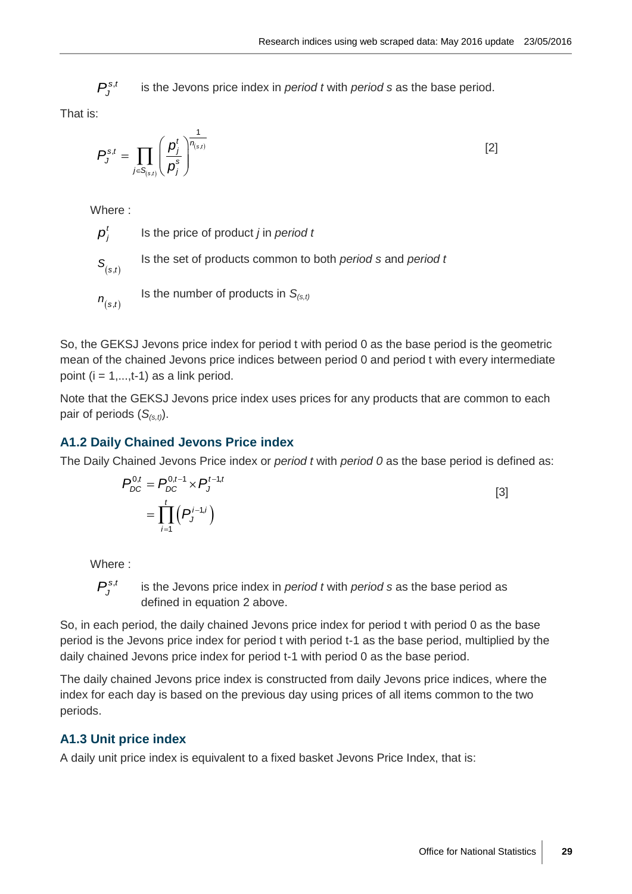$P_J^{s,t}$ is the Jevons price index in *period t* with *period s* as the base period.

That is:

$$P_J^{s,t} = \prod_{j \in S_{(s,t)}} \left( \frac{p_j^t}{p_j^s} \right)^{\frac{1}{n_{(s,t)}}} \qquad [2]$$

Where :

$p_j^t$ Is the price of product *j* in *period t*

$S_{(s,t)}$ Is the set of products common to both *period s* and *period t*

$n_{(s,t)}$ Is the number of products in $S_{(s,t)}$

So, the GEKSJ Jevons price index for period t with period 0 as the base period is the geometric mean of the chained Jevons price indices between period 0 and period t with every intermediate point (i = 1,...,t-1) as a link period.

Note that the GEKSJ Jevons price index uses prices for any products that are common to each pair of periods ($S_{(s,t)}$).

### A1.2 Daily Chained Jevons Price index

The Daily Chained Jevons Price index or *period t* with *period 0* as the base period is defined as:

$$\begin{aligned} P_{DC}^{0,t} &= P_{DC}^{0,t-1} \times P_J^{t-1,t} \\ &= \prod_{i=1}^{t} \left( P_J^{i-1,i} \right) \end{aligned} \qquad [3]$$

Where :

$P_J^{s,t}$ is the Jevons price index in *period t* with *period s* as the base period as defined in equation 2 above.

So, in each period, the daily chained Jevons price index for period t with period 0 as the base period is the Jevons price index for period t with period t-1 as the base period, multiplied by the daily chained Jevons price index for period t-1 with period 0 as the base period.

The daily chained Jevons price index is constructed from daily Jevons price indices, where the index for each day is based on the previous day using prices of all items common to the two periods.

### A1.3 Unit price index

A daily unit price index is equivalent to a fixed basket Jevons Price Index, that is: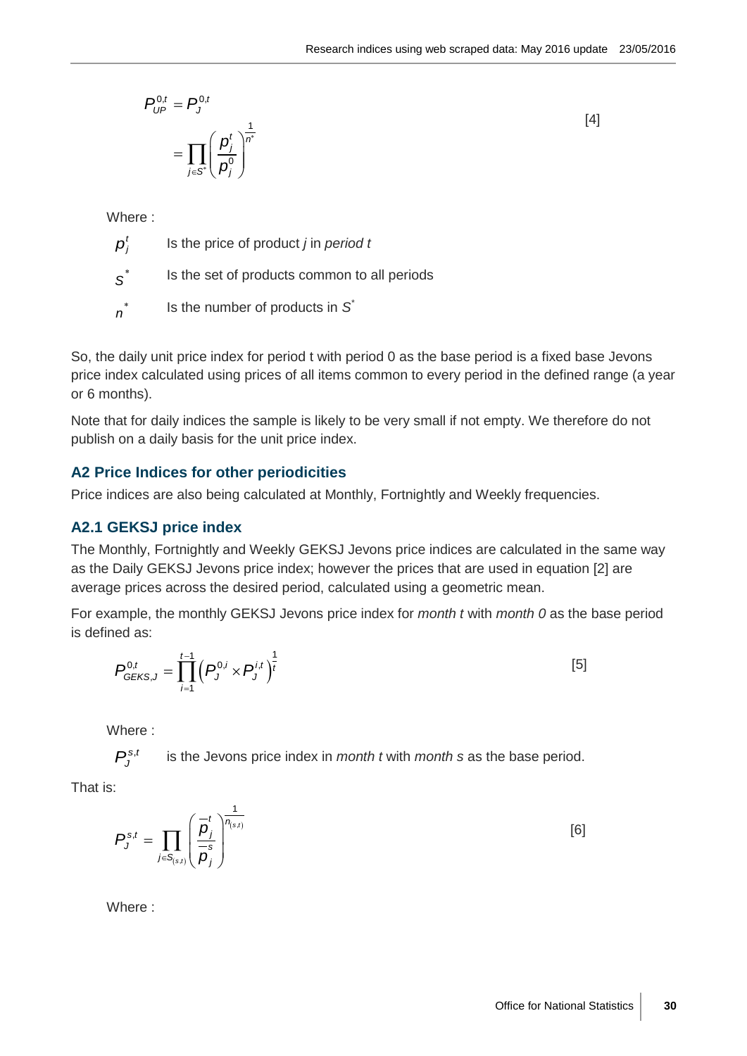$$
\begin{aligned}
P_{UP}^{0,t} &= P_J^{0,t} \\
&= \prod_{j \in S^*} \left( \frac{p_j^t}{p_j^0} \right)^{\frac{1}{n^*}}
\end{aligned}
\qquad [4]
$$

Where :

| | |
|---|---|
| $p_j^t$ | Is the price of product *j* in *period t* |
| $S^*$ | Is the set of products common to all periods |
| $n^*$ | Is the number of products in $S^*$ |

So, the daily unit price index for period t with period 0 as the base period is a fixed base Jevons price index calculated using prices of all items common to every period in the defined range (a year or 6 months).

Note that for daily indices the sample is likely to be very small if not empty. We therefore do not publish on a daily basis for the unit price index.

### A2 Price Indices for other periodicities

Price indices are also being calculated at Monthly, Fortnightly and Weekly frequencies.

### A2.1 GEKSJ price index

The Monthly, Fortnightly and Weekly GEKSJ Jevons price indices are calculated in the same way as the Daily GEKSJ Jevons price index; however the prices that are used in equation [2] are average prices across the desired period, calculated using a geometric mean.

For example, the monthly GEKSJ Jevons price index for *month t* with *month 0* as the base period is defined as:

$$
P_{GEKS,J}^{0,t} = \prod_{i=1}^{t-1} \left( P_J^{0,i} \times P_J^{i,t} \right)^{\frac{1}{t}} \qquad [5]
$$

Where :

$P_J^{s,t}$ is the Jevons price index in *month t* with *month s* as the base period.

That is:

$$
P_J^{s,t} = \prod_{j \in S_{(s,t)}} \left( \frac{\overline{p}_j^t}{\overline{p}_j^s} \right)^{\frac{1}{n_{(s,t)}}} \qquad [6]
$$

Where :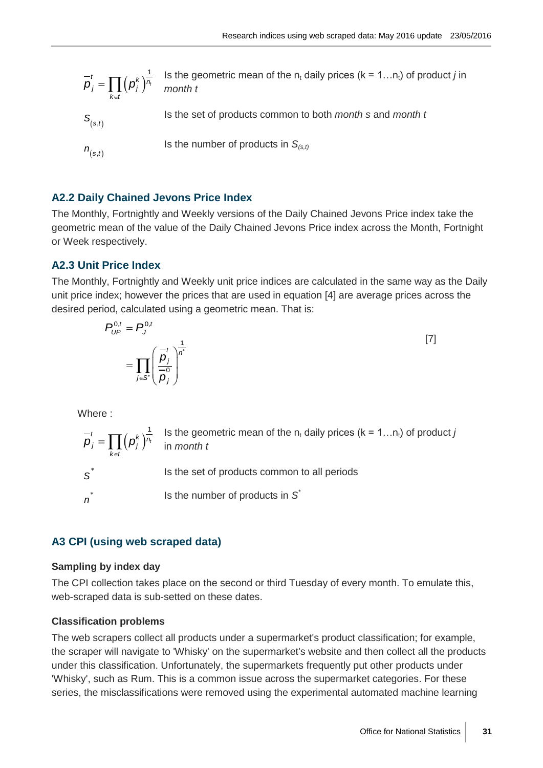$\bar{p}_j^t = \prod_{k \in t} \left( p_j^k \right)^{\frac{1}{n_t}}$ Is the geometric mean of the $n_t$ daily prices ($k = 1 \ldots n_t$) of product *j* in *month t*

$S_{(s,t)}$ Is the set of products common to both *month s* and *month t*

$n_{(s,t)}$ Is the number of products in $S_{(s,t)}$

### A2.2 Daily Chained Jevons Price Index

The Monthly, Fortnightly and Weekly versions of the Daily Chained Jevons Price index take the geometric mean of the value of the Daily Chained Jevons Price index across the Month, Fortnight or Week respectively.

### A2.3 Unit Price Index

The Monthly, Fortnightly and Weekly unit price indices are calculated in the same way as the Daily unit price index; however the prices that are used in equation [4] are average prices across the desired period, calculated using a geometric mean. That is:

$$P_{UP}^{0,t} = P_J^{0,t} = \prod_{j \in S^*} \left( \frac{\bar{p}_j^t}{\bar{p}_j^0} \right)^{\frac{1}{n^*}} \qquad [7]$$

Where :

$\bar{p}_j^t = \prod_{k \in t} \left( p_j^k \right)^{\frac{1}{n_t}}$ Is the geometric mean of the $n_t$ daily prices ($k = 1 \ldots n_t$) of product *j* in *month t*

$S^*$ Is the set of products common to all periods

$n^*$ Is the number of products in $S^*$

## A3 CPI (using web scraped data)

**Sampling by index day**

The CPI collection takes place on the second or third Tuesday of every month. To emulate this, web-scraped data is sub-setted on these dates.

**Classification problems**

The web scrapers collect all products under a supermarket's product classification; for example, the scraper will navigate to 'Whisky' on the supermarket's website and then collect all the products under this classification. Unfortunately, the supermarkets frequently put other products under 'Whisky', such as Rum. This is a common issue across the supermarket categories. For these series, the misclassifications were removed using the experimental automated machine learning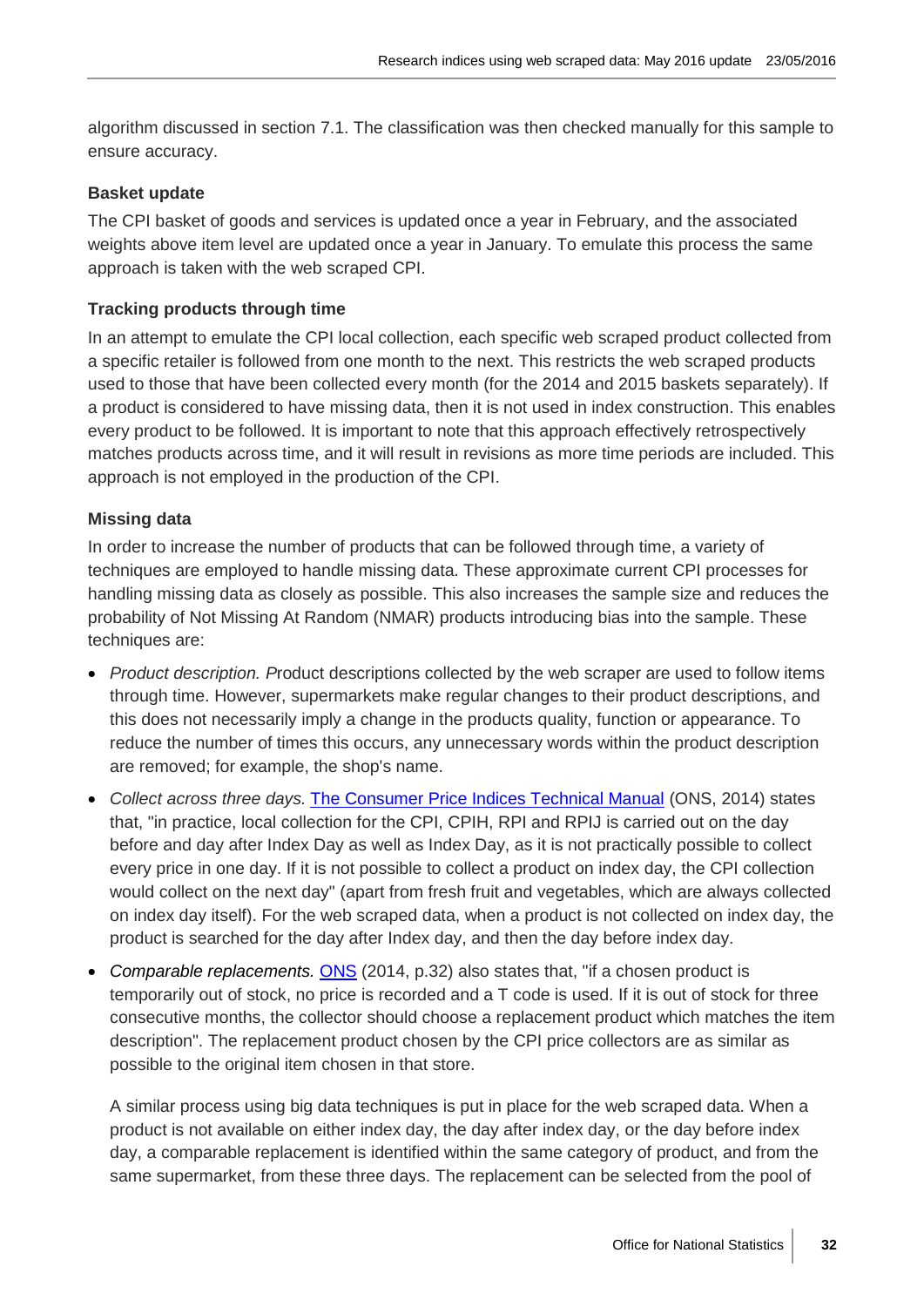algorithm discussed in section 7.1. The classification was then checked manually for this sample to ensure accuracy.

**Basket update**

The CPI basket of goods and services is updated once a year in February, and the associated weights above item level are updated once a year in January. To emulate this process the same approach is taken with the web scraped CPI.

**Tracking products through time**

In an attempt to emulate the CPI local collection, each specific web scraped product collected from a specific retailer is followed from one month to the next. This restricts the web scraped products used to those that have been collected every month (for the 2014 and 2015 baskets separately). If a product is considered to have missing data, then it is not used in index construction. This enables every product to be followed. It is important to note that this approach effectively retrospectively matches products across time, and it will result in revisions as more time periods are included. This approach is not employed in the production of the CPI.

**Missing data**

In order to increase the number of products that can be followed through time, a variety of techniques are employed to handle missing data. These approximate current CPI processes for handling missing data as closely as possible. This also increases the sample size and reduces the probability of Not Missing At Random (NMAR) products introducing bias into the sample. These techniques are:

- *Product description. P*roduct descriptions collected by the web scraper are used to follow items through time. However, supermarkets make regular changes to their product descriptions, and this does not necessarily imply a change in the products quality, function or appearance. To reduce the number of times this occurs, any unnecessary words within the product description are removed; for example, the shop's name.
- *Collect across three days.* The Consumer Price Indices Technical Manual (ONS, 2014) states that, "in practice, local collection for the CPI, CPIH, RPI and RPIJ is carried out on the day before and day after Index Day as well as Index Day, as it is not practically possible to collect every price in one day. If it is not possible to collect a product on index day, the CPI collection would collect on the next day" (apart from fresh fruit and vegetables, which are always collected on index day itself). For the web scraped data, when a product is not collected on index day, the product is searched for the day after Index day, and then the day before index day.
- *Comparable replacements.* ONS (2014, p.32) also states that, "if a chosen product is temporarily out of stock, no price is recorded and a T code is used. If it is out of stock for three consecutive months, the collector should choose a replacement product which matches the item description". The replacement product chosen by the CPI price collectors are as similar as possible to the original item chosen in that store.

  A similar process using big data techniques is put in place for the web scraped data. When a product is not available on either index day, the day after index day, or the day before index day, a comparable replacement is identified within the same category of product, and from the same supermarket, from these three days. The replacement can be selected from the pool of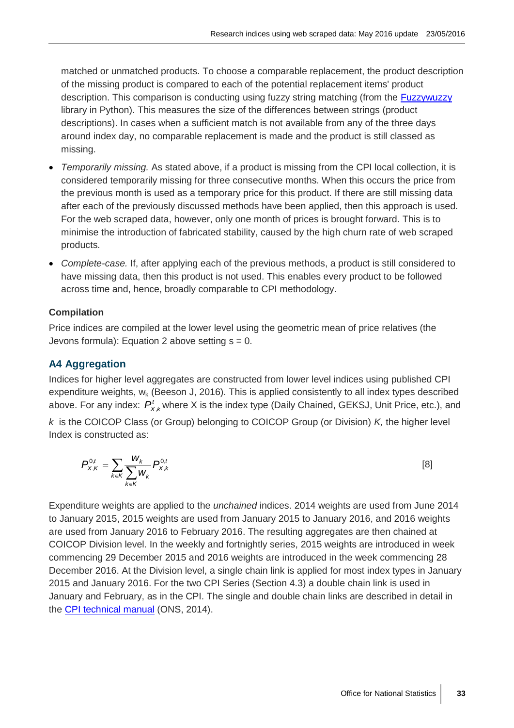matched or unmatched products. To choose a comparable replacement, the product description of the missing product is compared to each of the potential replacement items' product description. This comparison is conducting using fuzzy string matching (from the Fuzzywuzzy library in Python). This measures the size of the differences between strings (product descriptions). In cases when a sufficient match is not available from any of the three days around index day, no comparable replacement is made and the product is still classed as missing.

- *Temporarily missing.* As stated above, if a product is missing from the CPI local collection, it is considered temporarily missing for three consecutive months. When this occurs the price from the previous month is used as a temporary price for this product. If there are still missing data after each of the previously discussed methods have been applied, then this approach is used. For the web scraped data, however, only one month of prices is brought forward. This is to minimise the introduction of fabricated stability, caused by the high churn rate of web scraped products.
- *Complete-case.* If, after applying each of the previous methods, a product is still considered to have missing data, then this product is not used. This enables every product to be followed across time and, hence, broadly comparable to CPI methodology.

**Compilation**

Price indices are compiled at the lower level using the geometric mean of price relatives (the Jevons formula): Equation 2 above setting s = 0.

## A4 Aggregation

Indices for higher level aggregates are constructed from lower level indices using published CPI expenditure weights, $w_k$ (Beeson J, 2016). This is applied consistently to all index types described above. For any index: $P^{t}_{X,k}$ where X is the index type (Daily Chained, GEKSJ, Unit Price, etc.), and $k$ is the COICOP Class (or Group) belonging to COICOP Group (or Division) $K$, the higher level Index is constructed as:

$$P^{0,t}_{X,K} = \sum_{k \in K} \frac{w_k}{\sum_{k \in K} w_k} P^{0,t}_{X,k} \qquad [8]$$

Expenditure weights are applied to the *unchained* indices. 2014 weights are used from June 2014 to January 2015, 2015 weights are used from January 2015 to January 2016, and 2016 weights are used from January 2016 to February 2016. The resulting aggregates are then chained at COICOP Division level. In the weekly and fortnightly series, 2015 weights are introduced in week commencing 29 December 2015 and 2016 weights are introduced in the week commencing 28 December 2016. At the Division level, a single chain link is applied for most index types in January 2015 and January 2016. For the two CPI Series (Section 4.3) a double chain link is used in January and February, as in the CPI. The single and double chain links are described in detail in the CPI technical manual (ONS, 2014).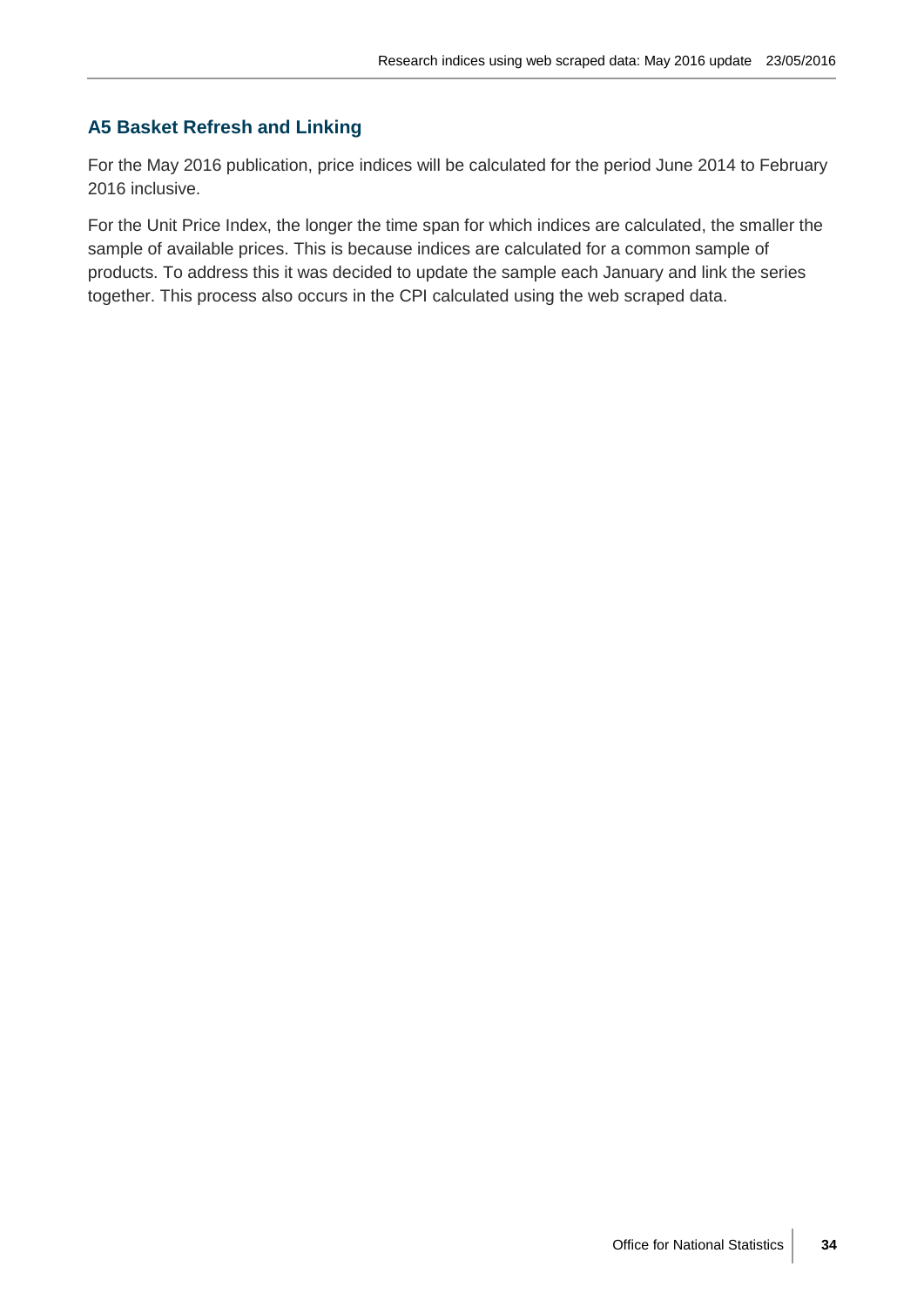## A5 Basket Refresh and Linking

For the May 2016 publication, price indices will be calculated for the period June 2014 to February 2016 inclusive.

For the Unit Price Index, the longer the time span for which indices are calculated, the smaller the sample of available prices. This is because indices are calculated for a common sample of products. To address this it was decided to update the sample each January and link the series together. This process also occurs in the CPI calculated using the web scraped data.